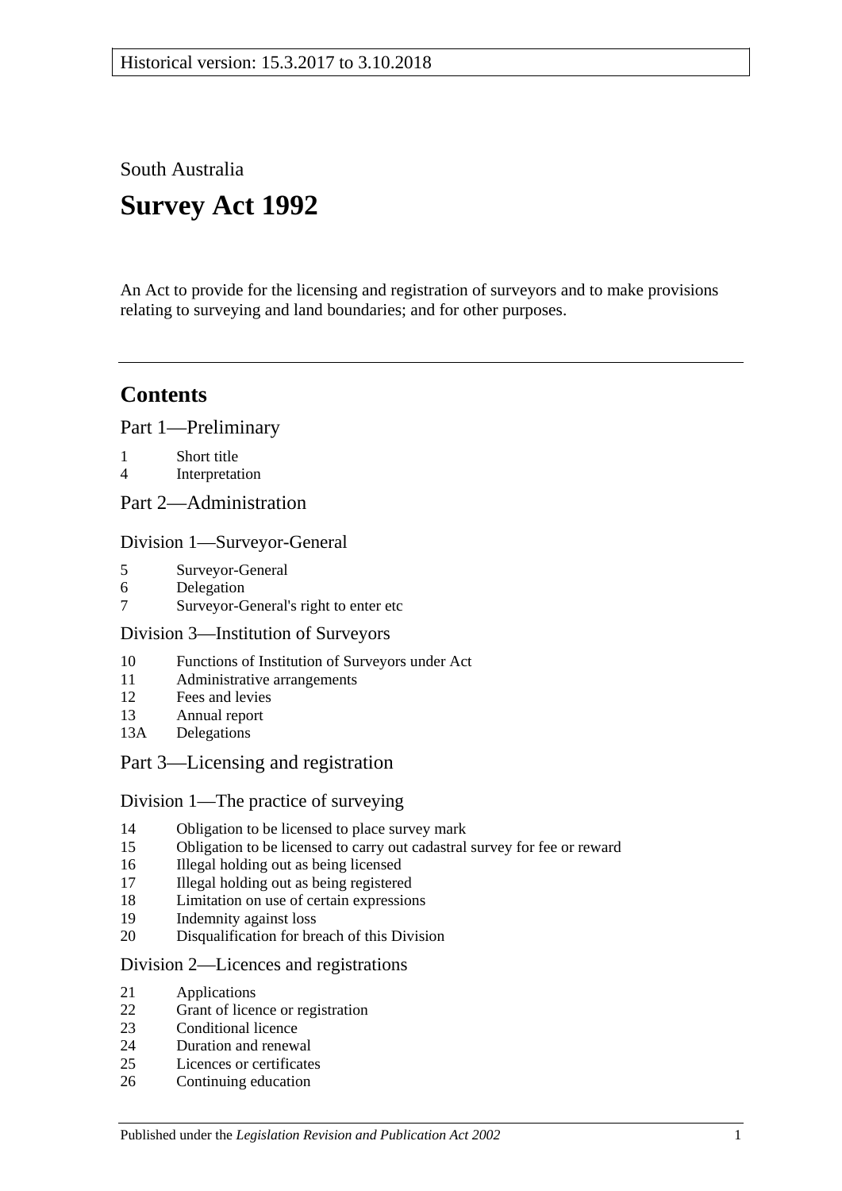Historical version: 15.3.2017 to 3.10.2018

South Australia

# Survey Act 1992

An Act to provide for the licensing and registration of surveyors and to make provisions relating to surveying and land boundaries; and for other purposes.

## Contents

Part 1—Preliminary

1 Short title
4 Interpretation

Part 2—Administration

Division 1—Surveyor-General

5 Surveyor-General
6 Delegation
7 Surveyor-General's right to enter etc

Division 3—Institution of Surveyors

10 Functions of Institution of Surveyors under Act
11 Administrative arrangements
12 Fees and levies
13 Annual report
13A Delegations

Part 3—Licensing and registration

Division 1—The practice of surveying

14 Obligation to be licensed to place survey mark
15 Obligation to be licensed to carry out cadastral survey for fee or reward
16 Illegal holding out as being licensed
17 Illegal holding out as being registered
18 Limitation on use of certain expressions
19 Indemnity against loss
20 Disqualification for breach of this Division

Division 2—Licences and registrations

21 Applications
22 Grant of licence or registration
23 Conditional licence
24 Duration and renewal
25 Licences or certificates
26 Continuing education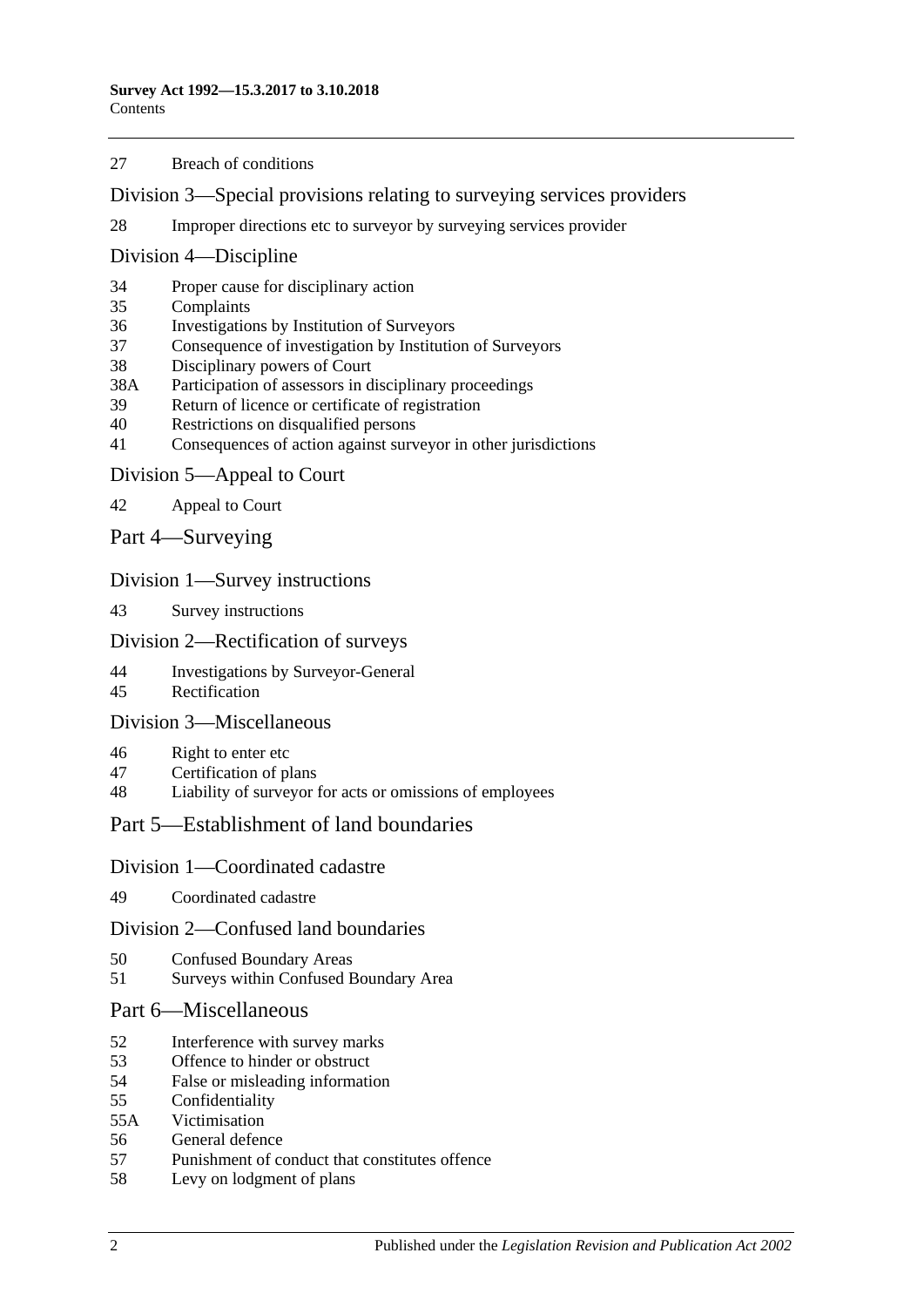27 Breach of conditions

## Division 3—Special provisions relating to surveying services providers

28 Improper directions etc to surveyor by surveying services provider

## Division 4—Discipline

34 Proper cause for disciplinary action
35 Complaints
36 Investigations by Institution of Surveyors
37 Consequence of investigation by Institution of Surveyors
38 Disciplinary powers of Court
38A Participation of assessors in disciplinary proceedings
39 Return of licence or certificate of registration
40 Restrictions on disqualified persons
41 Consequences of action against surveyor in other jurisdictions

## Division 5—Appeal to Court

42 Appeal to Court

# Part 4—Surveying

## Division 1—Survey instructions

43 Survey instructions

## Division 2—Rectification of surveys

44 Investigations by Surveyor-General
45 Rectification

## Division 3—Miscellaneous

46 Right to enter etc
47 Certification of plans
48 Liability of surveyor for acts or omissions of employees

# Part 5—Establishment of land boundaries

## Division 1—Coordinated cadastre

49 Coordinated cadastre

## Division 2—Confused land boundaries

50 Confused Boundary Areas
51 Surveys within Confused Boundary Area

# Part 6—Miscellaneous

52 Interference with survey marks
53 Offence to hinder or obstruct
54 False or misleading information
55 Confidentiality
55A Victimisation
56 General defence
57 Punishment of conduct that constitutes offence
58 Levy on lodgment of plans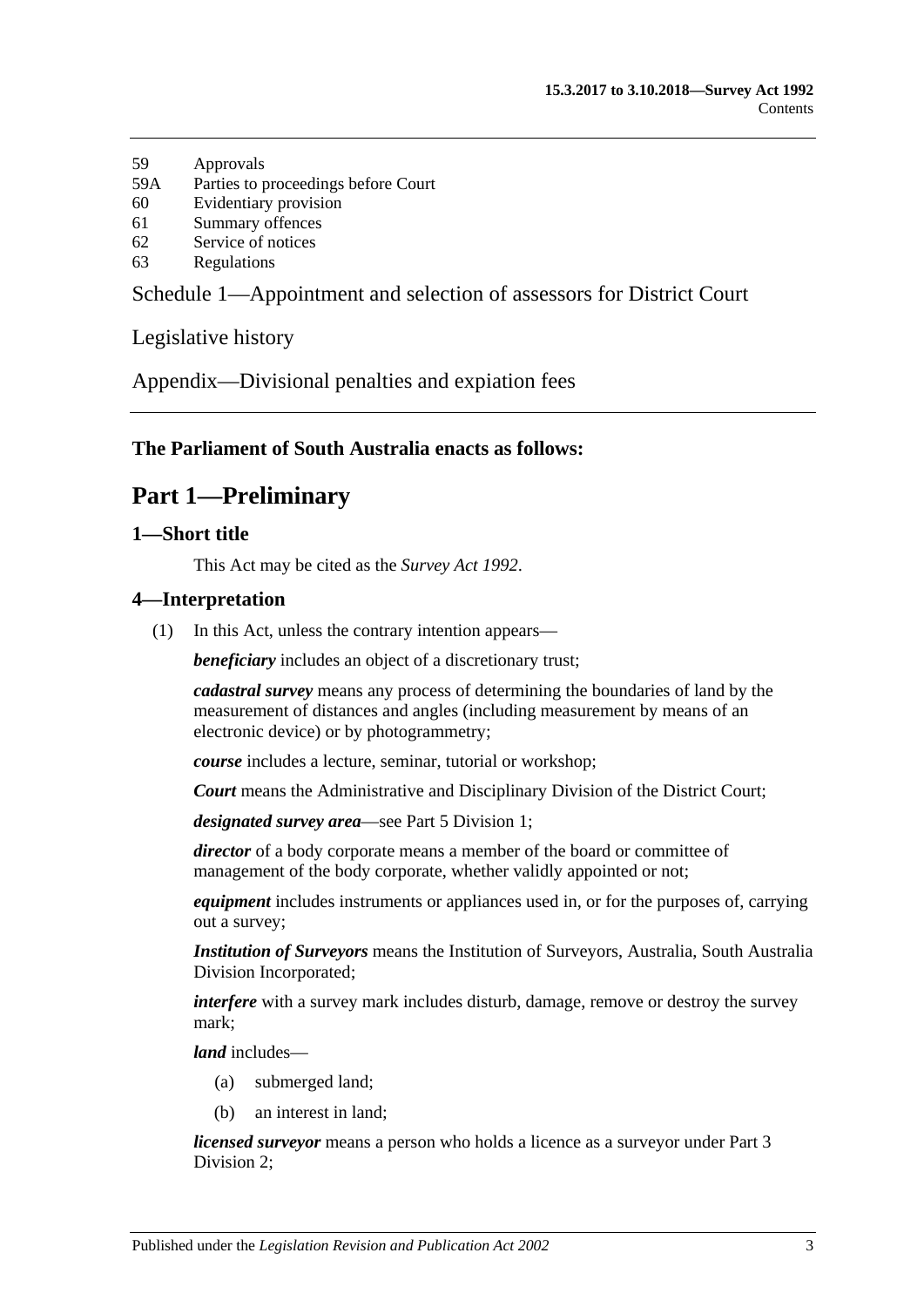59 Approvals
59A Parties to proceedings before Court
60 Evidentiary provision
61 Summary offences
62 Service of notices
63 Regulations

Schedule 1—Appointment and selection of assessors for District Court

Legislative history

Appendix—Divisional penalties and expiation fees

**The Parliament of South Australia enacts as follows:**

# Part 1—Preliminary

## 1—Short title

This Act may be cited as the *Survey Act 1992*.

## 4—Interpretation

(1) In this Act, unless the contrary intention appears—

***beneficiary*** includes an object of a discretionary trust;

***cadastral survey*** means any process of determining the boundaries of land by the measurement of distances and angles (including measurement by means of an electronic device) or by photogrammetry;

***course*** includes a lecture, seminar, tutorial or workshop;

***Court*** means the Administrative and Disciplinary Division of the District Court;

***designated survey area***—see Part 5 Division 1;

***director*** of a body corporate means a member of the board or committee of management of the body corporate, whether validly appointed or not;

***equipment*** includes instruments or appliances used in, or for the purposes of, carrying out a survey;

***Institution of Surveyors*** means the Institution of Surveyors, Australia, South Australia Division Incorporated;

***interfere*** with a survey mark includes disturb, damage, remove or destroy the survey mark;

***land*** includes—

(a) submerged land;

(b) an interest in land;

***licensed surveyor*** means a person who holds a licence as a surveyor under Part 3 Division 2;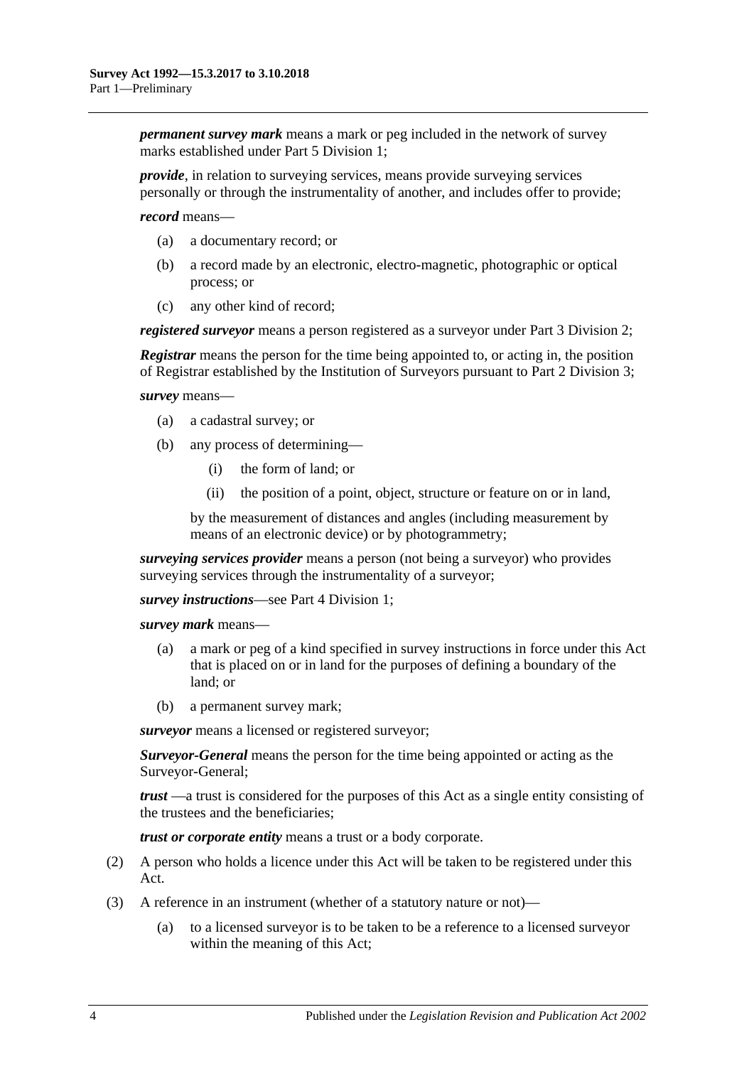***permanent survey mark*** means a mark or peg included in the network of survey marks established under Part 5 Division 1;

***provide***, in relation to surveying services, means provide surveying services personally or through the instrumentality of another, and includes offer to provide;

***record*** means—

- (a) a documentary record; or
- (b) a record made by an electronic, electro-magnetic, photographic or optical process; or
- (c) any other kind of record;

***registered surveyor*** means a person registered as a surveyor under Part 3 Division 2;

***Registrar*** means the person for the time being appointed to, or acting in, the position of Registrar established by the Institution of Surveyors pursuant to Part 2 Division 3;

***survey*** means—

- (a) a cadastral survey; or
- (b) any process of determining—
  - (i) the form of land; or
  - (ii) the position of a point, object, structure or feature on or in land,

  by the measurement of distances and angles (including measurement by means of an electronic device) or by photogrammetry;

***surveying services provider*** means a person (not being a surveyor) who provides surveying services through the instrumentality of a surveyor;

***survey instructions***—see Part 4 Division 1;

***survey mark*** means—

- (a) a mark or peg of a kind specified in survey instructions in force under this Act that is placed on or in land for the purposes of defining a boundary of the land; or
- (b) a permanent survey mark;

***surveyor*** means a licensed or registered surveyor;

***Surveyor-General*** means the person for the time being appointed or acting as the Surveyor-General;

***trust*** —a trust is considered for the purposes of this Act as a single entity consisting of the trustees and the beneficiaries;

***trust or corporate entity*** means a trust or a body corporate.

(2) A person who holds a licence under this Act will be taken to be registered under this Act.

(3) A reference in an instrument (whether of a statutory nature or not)—

- (a) to a licensed surveyor is to be taken to be a reference to a licensed surveyor within the meaning of this Act;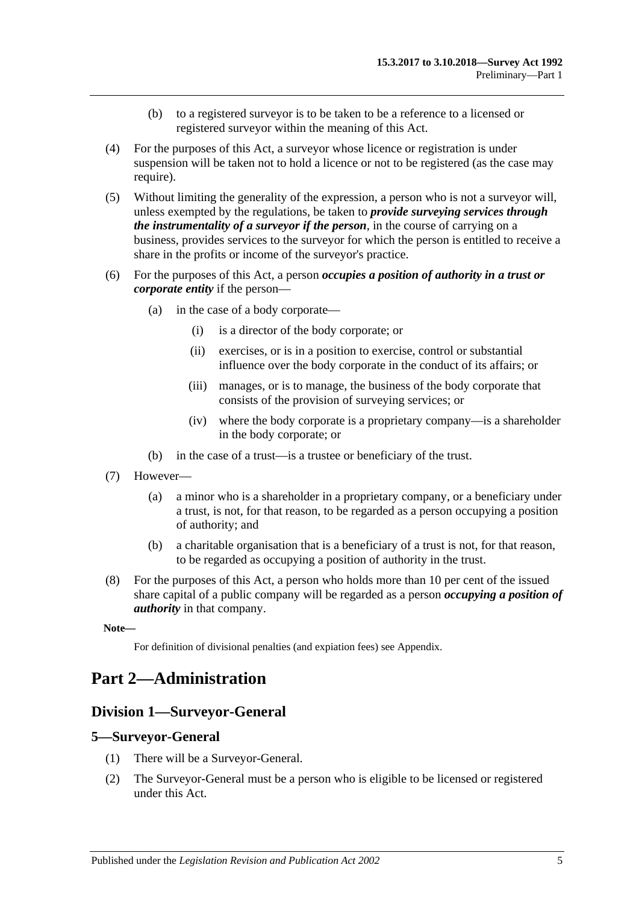(b) to a registered surveyor is to be taken to be a reference to a licensed or registered surveyor within the meaning of this Act.

(4) For the purposes of this Act, a surveyor whose licence or registration is under suspension will be taken not to hold a licence or not to be registered (as the case may require).

(5) Without limiting the generality of the expression, a person who is not a surveyor will, unless exempted by the regulations, be taken to ***provide surveying services through the instrumentality of a surveyor if the person***, in the course of carrying on a business, provides services to the surveyor for which the person is entitled to receive a share in the profits or income of the surveyor's practice.

(6) For the purposes of this Act, a person ***occupies a position of authority in a trust or corporate entity*** if the person—

(a) in the case of a body corporate—

(i) is a director of the body corporate; or

(ii) exercises, or is in a position to exercise, control or substantial influence over the body corporate in the conduct of its affairs; or

(iii) manages, or is to manage, the business of the body corporate that consists of the provision of surveying services; or

(iv) where the body corporate is a proprietary company—is a shareholder in the body corporate; or

(b) in the case of a trust—is a trustee or beneficiary of the trust.

(7) However—

(a) a minor who is a shareholder in a proprietary company, or a beneficiary under a trust, is not, for that reason, to be regarded as a person occupying a position of authority; and

(b) a charitable organisation that is a beneficiary of a trust is not, for that reason, to be regarded as occupying a position of authority in the trust.

(8) For the purposes of this Act, a person who holds more than 10 per cent of the issued share capital of a public company will be regarded as a person ***occupying a position of authority*** in that company.

**Note—**

For definition of divisional penalties (and expiation fees) see Appendix.

# Part 2—Administration

## Division 1—Surveyor-General

### 5—Surveyor-General

(1) There will be a Surveyor-General.

(2) The Surveyor-General must be a person who is eligible to be licensed or registered under this Act.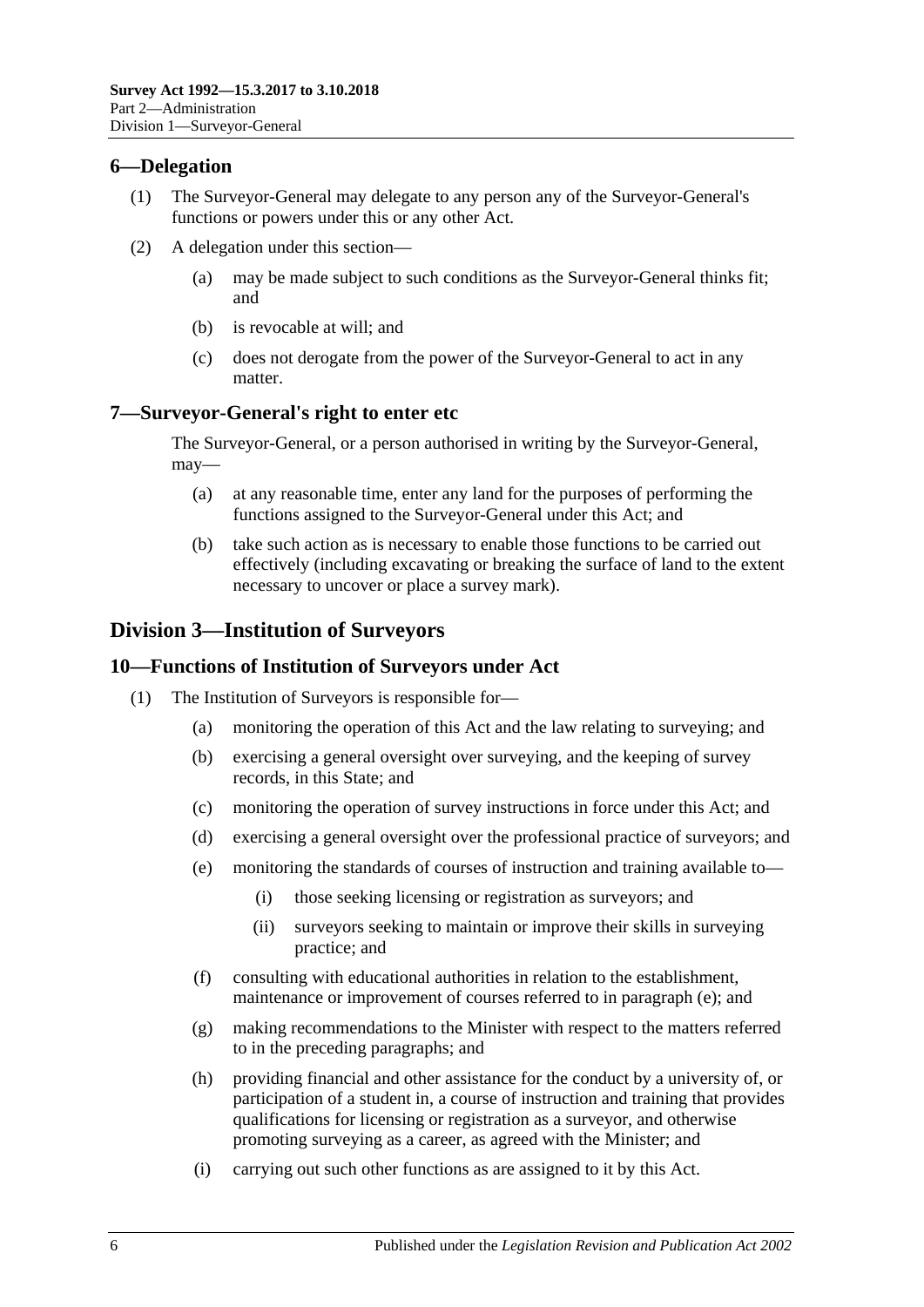## 6—Delegation

(1) The Surveyor-General may delegate to any person any of the Surveyor-General's functions or powers under this or any other Act.

(2) A delegation under this section—

(a) may be made subject to such conditions as the Surveyor-General thinks fit; and

(b) is revocable at will; and

(c) does not derogate from the power of the Surveyor-General to act in any matter.

## 7—Surveyor-General's right to enter etc

The Surveyor-General, or a person authorised in writing by the Surveyor-General, may—

(a) at any reasonable time, enter any land for the purposes of performing the functions assigned to the Surveyor-General under this Act; and

(b) take such action as is necessary to enable those functions to be carried out effectively (including excavating or breaking the surface of land to the extent necessary to uncover or place a survey mark).

# Division 3—Institution of Surveyors

## 10—Functions of Institution of Surveyors under Act

(1) The Institution of Surveyors is responsible for—

(a) monitoring the operation of this Act and the law relating to surveying; and

(b) exercising a general oversight over surveying, and the keeping of survey records, in this State; and

(c) monitoring the operation of survey instructions in force under this Act; and

(d) exercising a general oversight over the professional practice of surveyors; and

(e) monitoring the standards of courses of instruction and training available to—

(i) those seeking licensing or registration as surveyors; and

(ii) surveyors seeking to maintain or improve their skills in surveying practice; and

(f) consulting with educational authorities in relation to the establishment, maintenance or improvement of courses referred to in paragraph (e); and

(g) making recommendations to the Minister with respect to the matters referred to in the preceding paragraphs; and

(h) providing financial and other assistance for the conduct by a university of, or participation of a student in, a course of instruction and training that provides qualifications for licensing or registration as a surveyor, and otherwise promoting surveying as a career, as agreed with the Minister; and

(i) carrying out such other functions as are assigned to it by this Act.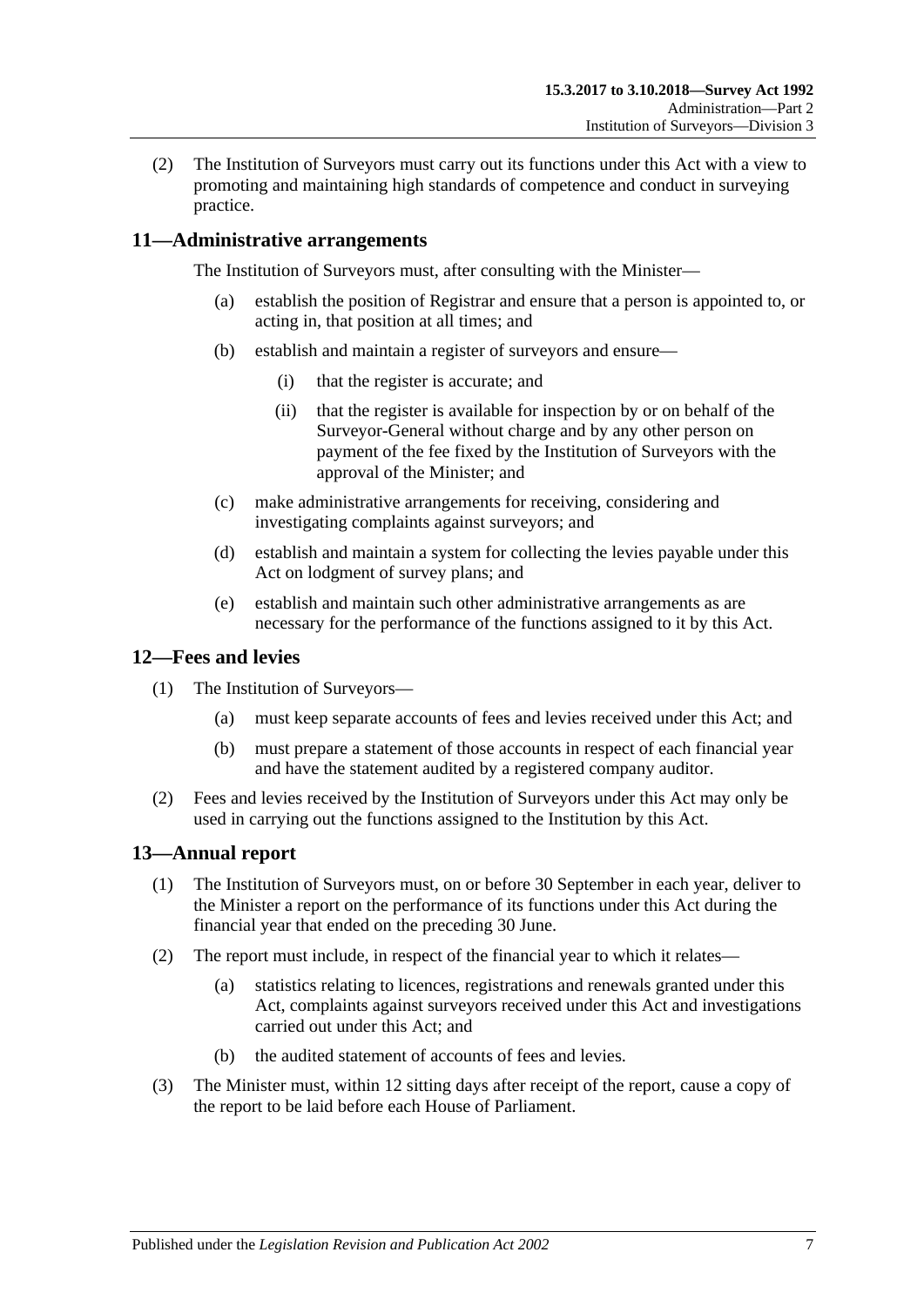(2) The Institution of Surveyors must carry out its functions under this Act with a view to promoting and maintaining high standards of competence and conduct in surveying practice.

## 11—Administrative arrangements

The Institution of Surveyors must, after consulting with the Minister—

- (a) establish the position of Registrar and ensure that a person is appointed to, or acting in, that position at all times; and
- (b) establish and maintain a register of surveyors and ensure—
  - (i) that the register is accurate; and
  - (ii) that the register is available for inspection by or on behalf of the Surveyor-General without charge and by any other person on payment of the fee fixed by the Institution of Surveyors with the approval of the Minister; and
- (c) make administrative arrangements for receiving, considering and investigating complaints against surveyors; and
- (d) establish and maintain a system for collecting the levies payable under this Act on lodgment of survey plans; and
- (e) establish and maintain such other administrative arrangements as are necessary for the performance of the functions assigned to it by this Act.

## 12—Fees and levies

(1) The Institution of Surveyors—

- (a) must keep separate accounts of fees and levies received under this Act; and
- (b) must prepare a statement of those accounts in respect of each financial year and have the statement audited by a registered company auditor.

(2) Fees and levies received by the Institution of Surveyors under this Act may only be used in carrying out the functions assigned to the Institution by this Act.

## 13—Annual report

(1) The Institution of Surveyors must, on or before 30 September in each year, deliver to the Minister a report on the performance of its functions under this Act during the financial year that ended on the preceding 30 June.

(2) The report must include, in respect of the financial year to which it relates—

- (a) statistics relating to licences, registrations and renewals granted under this Act, complaints against surveyors received under this Act and investigations carried out under this Act; and
- (b) the audited statement of accounts of fees and levies.

(3) The Minister must, within 12 sitting days after receipt of the report, cause a copy of the report to be laid before each House of Parliament.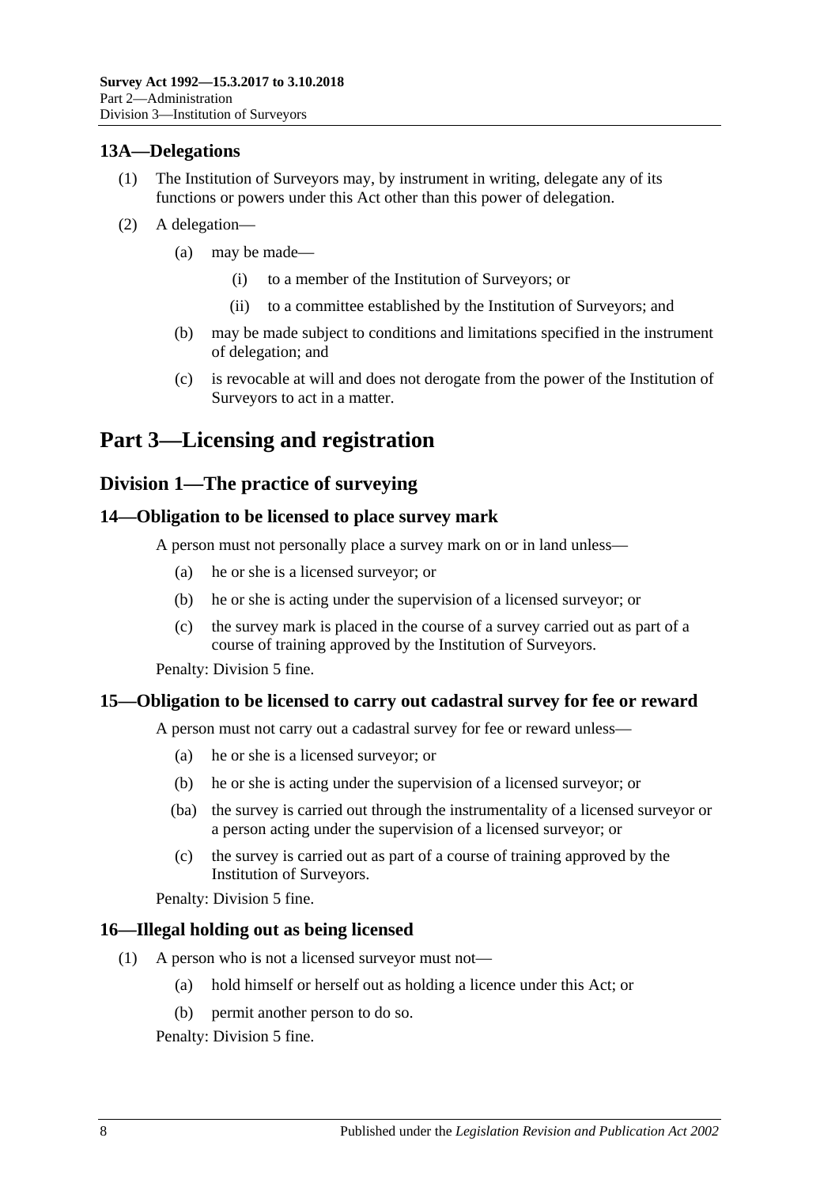### 13A—Delegations

(1) The Institution of Surveyors may, by instrument in writing, delegate any of its functions or powers under this Act other than this power of delegation.

(2) A delegation—

  (a) may be made—

    (i) to a member of the Institution of Surveyors; or

    (ii) to a committee established by the Institution of Surveyors; and

  (b) may be made subject to conditions and limitations specified in the instrument of delegation; and

  (c) is revocable at will and does not derogate from the power of the Institution of Surveyors to act in a matter.

# Part 3—Licensing and registration

## Division 1—The practice of surveying

### 14—Obligation to be licensed to place survey mark

A person must not personally place a survey mark on or in land unless—

  (a) he or she is a licensed surveyor; or

  (b) he or she is acting under the supervision of a licensed surveyor; or

  (c) the survey mark is placed in the course of a survey carried out as part of a course of training approved by the Institution of Surveyors.

Penalty: Division 5 fine.

### 15—Obligation to be licensed to carry out cadastral survey for fee or reward

A person must not carry out a cadastral survey for fee or reward unless—

  (a) he or she is a licensed surveyor; or

  (b) he or she is acting under the supervision of a licensed surveyor; or

  (ba) the survey is carried out through the instrumentality of a licensed surveyor or a person acting under the supervision of a licensed surveyor; or

  (c) the survey is carried out as part of a course of training approved by the Institution of Surveyors.

Penalty: Division 5 fine.

### 16—Illegal holding out as being licensed

(1) A person who is not a licensed surveyor must not—

  (a) hold himself or herself out as holding a licence under this Act; or

  (b) permit another person to do so.

Penalty: Division 5 fine.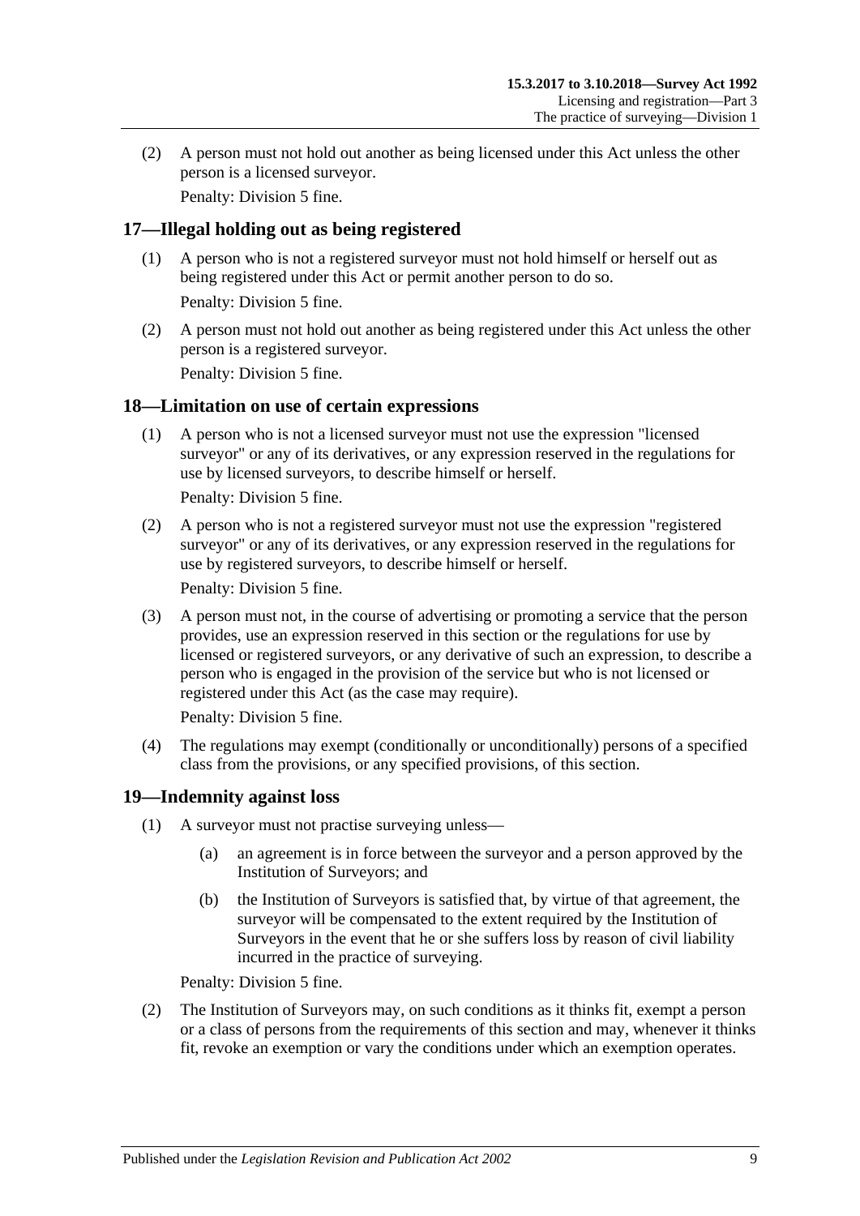(2) A person must not hold out another as being licensed under this Act unless the other person is a licensed surveyor.

Penalty: Division 5 fine.

## 17—Illegal holding out as being registered

(1) A person who is not a registered surveyor must not hold himself or herself out as being registered under this Act or permit another person to do so.

Penalty: Division 5 fine.

(2) A person must not hold out another as being registered under this Act unless the other person is a registered surveyor.

Penalty: Division 5 fine.

## 18—Limitation on use of certain expressions

(1) A person who is not a licensed surveyor must not use the expression "licensed surveyor" or any of its derivatives, or any expression reserved in the regulations for use by licensed surveyors, to describe himself or herself.

Penalty: Division 5 fine.

(2) A person who is not a registered surveyor must not use the expression "registered surveyor" or any of its derivatives, or any expression reserved in the regulations for use by registered surveyors, to describe himself or herself.

Penalty: Division 5 fine.

(3) A person must not, in the course of advertising or promoting a service that the person provides, use an expression reserved in this section or the regulations for use by licensed or registered surveyors, or any derivative of such an expression, to describe a person who is engaged in the provision of the service but who is not licensed or registered under this Act (as the case may require).

Penalty: Division 5 fine.

(4) The regulations may exempt (conditionally or unconditionally) persons of a specified class from the provisions, or any specified provisions, of this section.

## 19—Indemnity against loss

(1) A surveyor must not practise surveying unless—

(a) an agreement is in force between the surveyor and a person approved by the Institution of Surveyors; and

(b) the Institution of Surveyors is satisfied that, by virtue of that agreement, the surveyor will be compensated to the extent required by the Institution of Surveyors in the event that he or she suffers loss by reason of civil liability incurred in the practice of surveying.

Penalty: Division 5 fine.

(2) The Institution of Surveyors may, on such conditions as it thinks fit, exempt a person or a class of persons from the requirements of this section and may, whenever it thinks fit, revoke an exemption or vary the conditions under which an exemption operates.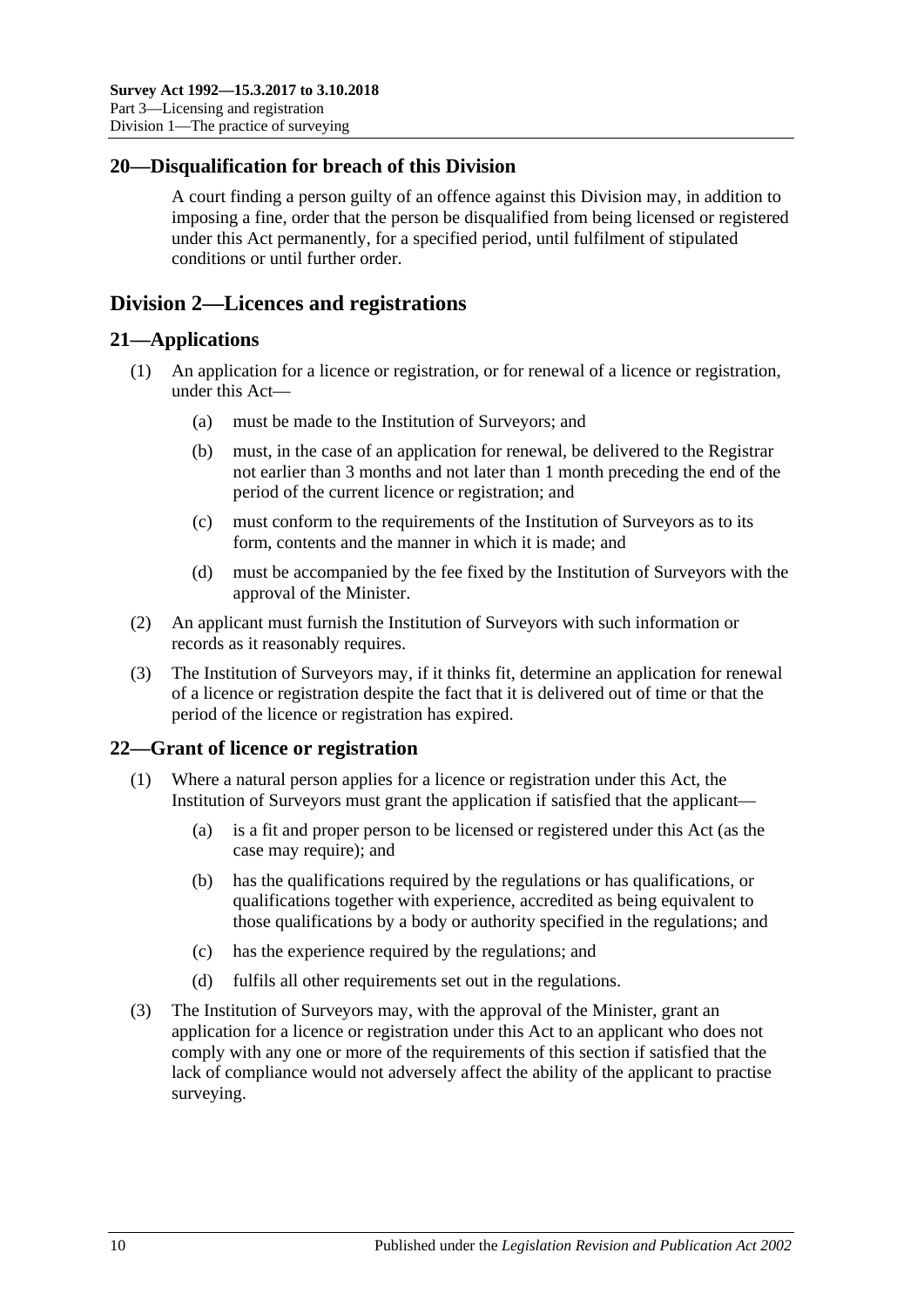## 20—Disqualification for breach of this Division

A court finding a person guilty of an offence against this Division may, in addition to imposing a fine, order that the person be disqualified from being licensed or registered under this Act permanently, for a specified period, until fulfilment of stipulated conditions or until further order.

# Division 2—Licences and registrations

## 21—Applications

(1) An application for a licence or registration, or for renewal of a licence or registration, under this Act—

(a) must be made to the Institution of Surveyors; and

(b) must, in the case of an application for renewal, be delivered to the Registrar not earlier than 3 months and not later than 1 month preceding the end of the period of the current licence or registration; and

(c) must conform to the requirements of the Institution of Surveyors as to its form, contents and the manner in which it is made; and

(d) must be accompanied by the fee fixed by the Institution of Surveyors with the approval of the Minister.

(2) An applicant must furnish the Institution of Surveyors with such information or records as it reasonably requires.

(3) The Institution of Surveyors may, if it thinks fit, determine an application for renewal of a licence or registration despite the fact that it is delivered out of time or that the period of the licence or registration has expired.

## 22—Grant of licence or registration

(1) Where a natural person applies for a licence or registration under this Act, the Institution of Surveyors must grant the application if satisfied that the applicant—

(a) is a fit and proper person to be licensed or registered under this Act (as the case may require); and

(b) has the qualifications required by the regulations or has qualifications, or qualifications together with experience, accredited as being equivalent to those qualifications by a body or authority specified in the regulations; and

(c) has the experience required by the regulations; and

(d) fulfils all other requirements set out in the regulations.

(3) The Institution of Surveyors may, with the approval of the Minister, grant an application for a licence or registration under this Act to an applicant who does not comply with any one or more of the requirements of this section if satisfied that the lack of compliance would not adversely affect the ability of the applicant to practise surveying.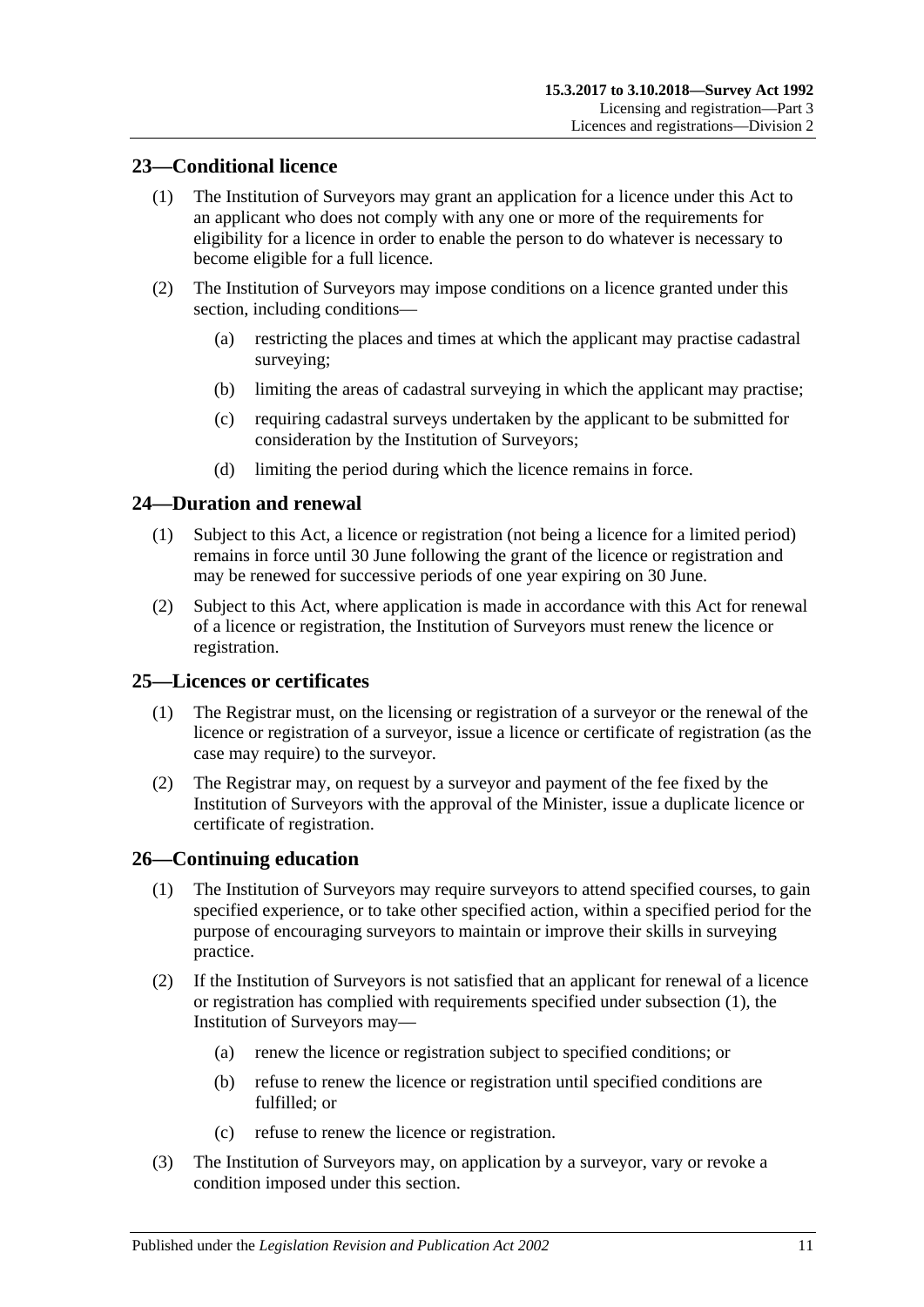## 23—Conditional licence

(1) The Institution of Surveyors may grant an application for a licence under this Act to an applicant who does not comply with any one or more of the requirements for eligibility for a licence in order to enable the person to do whatever is necessary to become eligible for a full licence.

(2) The Institution of Surveyors may impose conditions on a licence granted under this section, including conditions—

(a) restricting the places and times at which the applicant may practise cadastral surveying;

(b) limiting the areas of cadastral surveying in which the applicant may practise;

(c) requiring cadastral surveys undertaken by the applicant to be submitted for consideration by the Institution of Surveyors;

(d) limiting the period during which the licence remains in force.

## 24—Duration and renewal

(1) Subject to this Act, a licence or registration (not being a licence for a limited period) remains in force until 30 June following the grant of the licence or registration and may be renewed for successive periods of one year expiring on 30 June.

(2) Subject to this Act, where application is made in accordance with this Act for renewal of a licence or registration, the Institution of Surveyors must renew the licence or registration.

## 25—Licences or certificates

(1) The Registrar must, on the licensing or registration of a surveyor or the renewal of the licence or registration of a surveyor, issue a licence or certificate of registration (as the case may require) to the surveyor.

(2) The Registrar may, on request by a surveyor and payment of the fee fixed by the Institution of Surveyors with the approval of the Minister, issue a duplicate licence or certificate of registration.

## 26—Continuing education

(1) The Institution of Surveyors may require surveyors to attend specified courses, to gain specified experience, or to take other specified action, within a specified period for the purpose of encouraging surveyors to maintain or improve their skills in surveying practice.

(2) If the Institution of Surveyors is not satisfied that an applicant for renewal of a licence or registration has complied with requirements specified under subsection (1), the Institution of Surveyors may—

(a) renew the licence or registration subject to specified conditions; or

(b) refuse to renew the licence or registration until specified conditions are fulfilled; or

(c) refuse to renew the licence or registration.

(3) The Institution of Surveyors may, on application by a surveyor, vary or revoke a condition imposed under this section.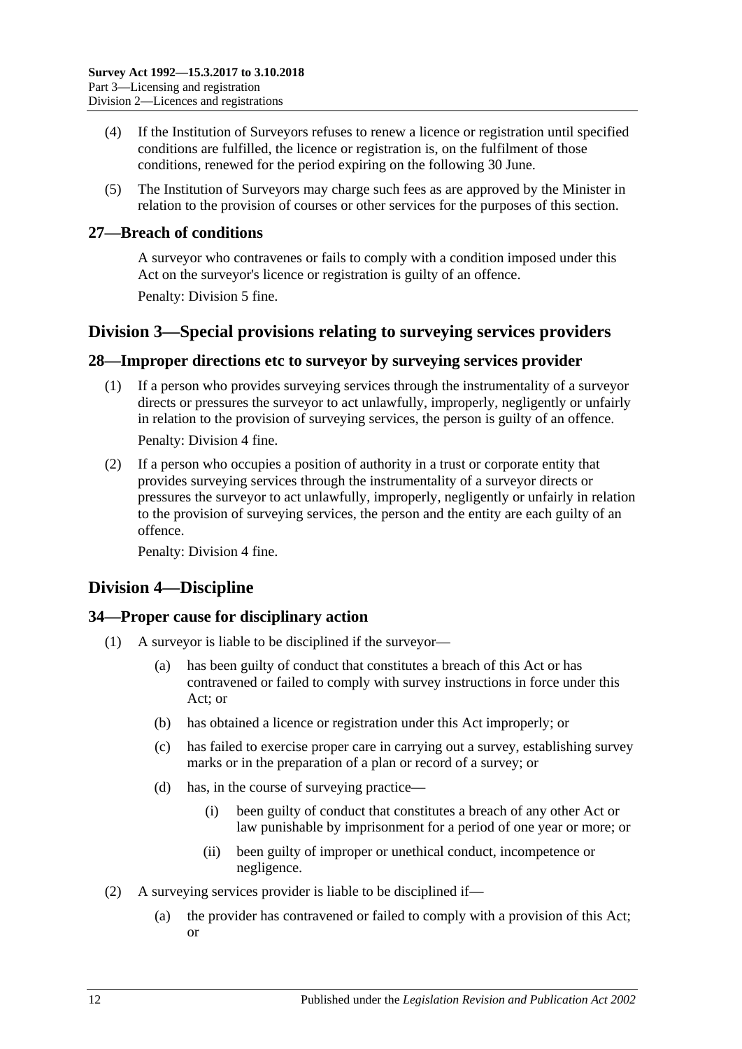(4) If the Institution of Surveyors refuses to renew a licence or registration until specified conditions are fulfilled, the licence or registration is, on the fulfilment of those conditions, renewed for the period expiring on the following 30 June.

(5) The Institution of Surveyors may charge such fees as are approved by the Minister in relation to the provision of courses or other services for the purposes of this section.

## 27—Breach of conditions

A surveyor who contravenes or fails to comply with a condition imposed under this Act on the surveyor's licence or registration is guilty of an offence.

Penalty: Division 5 fine.

# Division 3—Special provisions relating to surveying services providers

## 28—Improper directions etc to surveyor by surveying services provider

(1) If a person who provides surveying services through the instrumentality of a surveyor directs or pressures the surveyor to act unlawfully, improperly, negligently or unfairly in relation to the provision of surveying services, the person is guilty of an offence.

Penalty: Division 4 fine.

(2) If a person who occupies a position of authority in a trust or corporate entity that provides surveying services through the instrumentality of a surveyor directs or pressures the surveyor to act unlawfully, improperly, negligently or unfairly in relation to the provision of surveying services, the person and the entity are each guilty of an offence.

Penalty: Division 4 fine.

# Division 4—Discipline

## 34—Proper cause for disciplinary action

(1) A surveyor is liable to be disciplined if the surveyor—

(a) has been guilty of conduct that constitutes a breach of this Act or has contravened or failed to comply with survey instructions in force under this Act; or

(b) has obtained a licence or registration under this Act improperly; or

(c) has failed to exercise proper care in carrying out a survey, establishing survey marks or in the preparation of a plan or record of a survey; or

(d) has, in the course of surveying practice—

(i) been guilty of conduct that constitutes a breach of any other Act or law punishable by imprisonment for a period of one year or more; or

(ii) been guilty of improper or unethical conduct, incompetence or negligence.

(2) A surveying services provider is liable to be disciplined if—

(a) the provider has contravened or failed to comply with a provision of this Act; or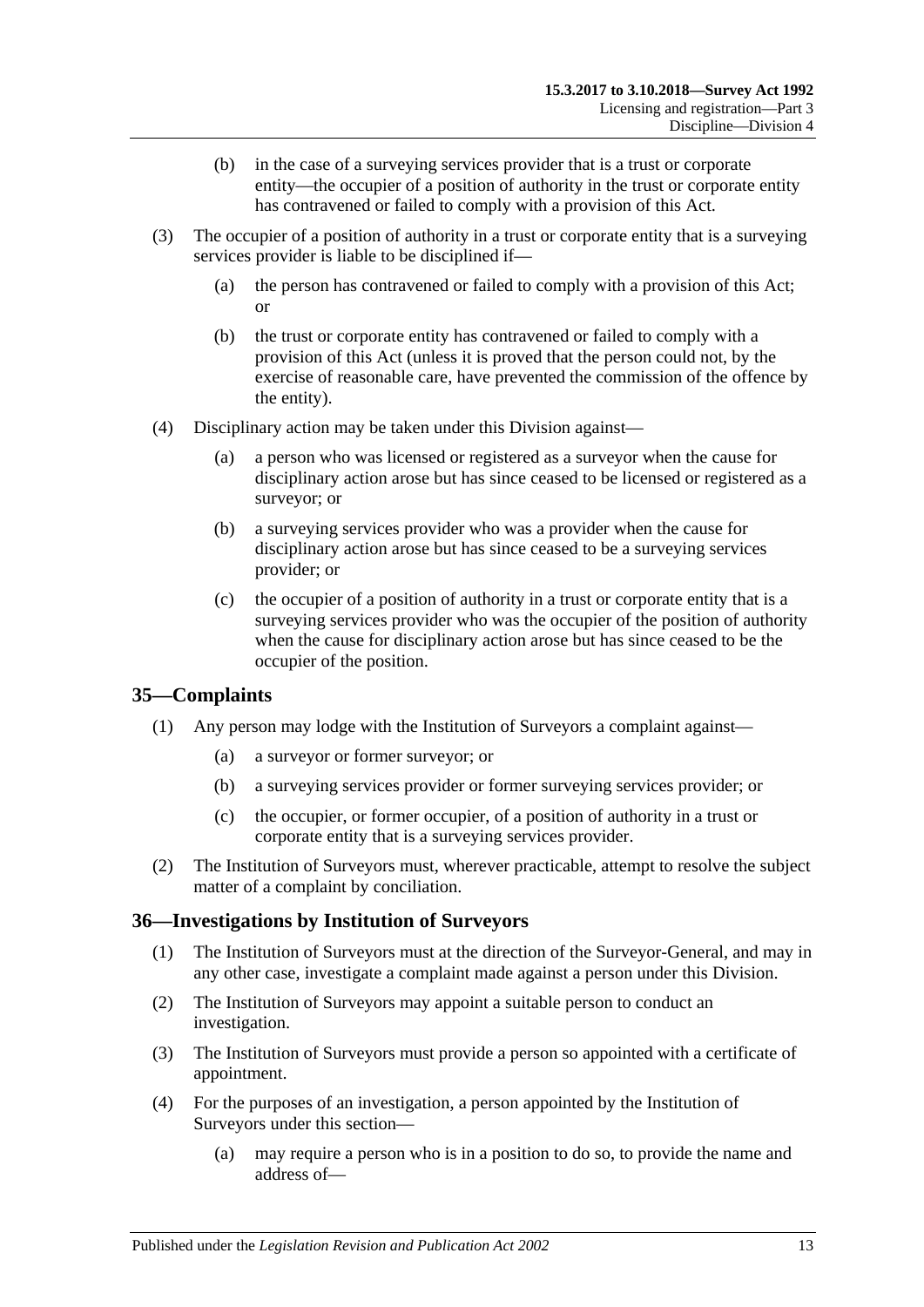(b) in the case of a surveying services provider that is a trust or corporate entity—the occupier of a position of authority in the trust or corporate entity has contravened or failed to comply with a provision of this Act.

(3) The occupier of a position of authority in a trust or corporate entity that is a surveying services provider is liable to be disciplined if—

(a) the person has contravened or failed to comply with a provision of this Act; or

(b) the trust or corporate entity has contravened or failed to comply with a provision of this Act (unless it is proved that the person could not, by the exercise of reasonable care, have prevented the commission of the offence by the entity).

(4) Disciplinary action may be taken under this Division against—

(a) a person who was licensed or registered as a surveyor when the cause for disciplinary action arose but has since ceased to be licensed or registered as a surveyor; or

(b) a surveying services provider who was a provider when the cause for disciplinary action arose but has since ceased to be a surveying services provider; or

(c) the occupier of a position of authority in a trust or corporate entity that is a surveying services provider who was the occupier of the position of authority when the cause for disciplinary action arose but has since ceased to be the occupier of the position.

## 35—Complaints

(1) Any person may lodge with the Institution of Surveyors a complaint against—

(a) a surveyor or former surveyor; or

(b) a surveying services provider or former surveying services provider; or

(c) the occupier, or former occupier, of a position of authority in a trust or corporate entity that is a surveying services provider.

(2) The Institution of Surveyors must, wherever practicable, attempt to resolve the subject matter of a complaint by conciliation.

## 36—Investigations by Institution of Surveyors

(1) The Institution of Surveyors must at the direction of the Surveyor-General, and may in any other case, investigate a complaint made against a person under this Division.

(2) The Institution of Surveyors may appoint a suitable person to conduct an investigation.

(3) The Institution of Surveyors must provide a person so appointed with a certificate of appointment.

(4) For the purposes of an investigation, a person appointed by the Institution of Surveyors under this section—

(a) may require a person who is in a position to do so, to provide the name and address of—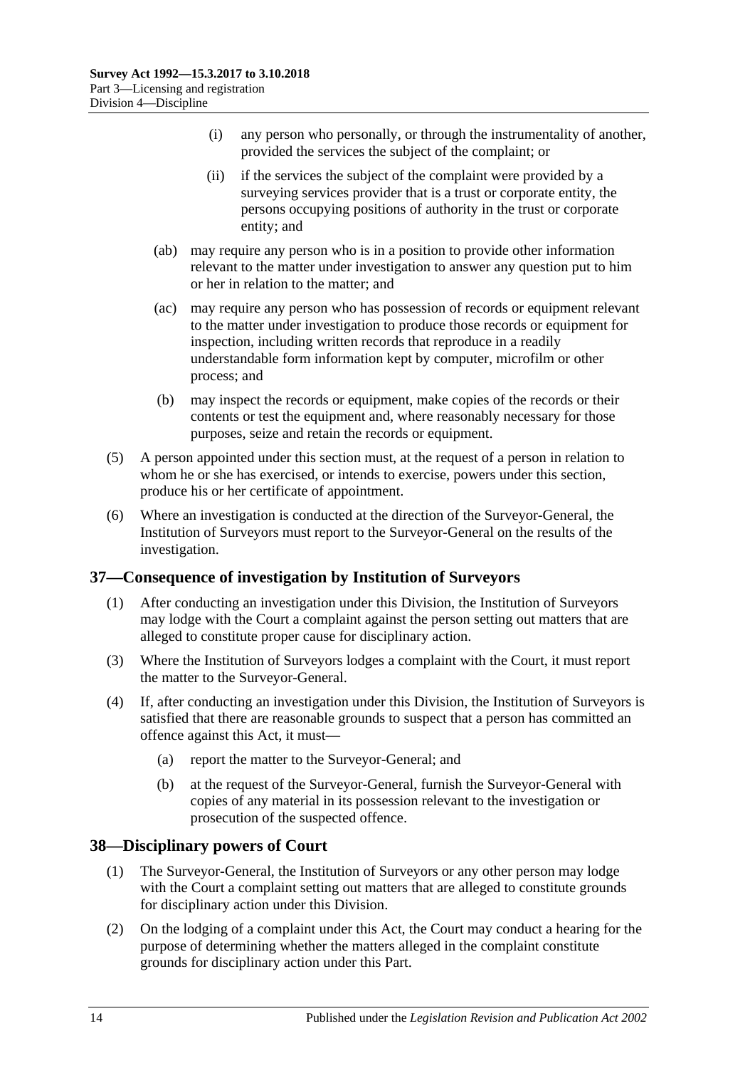(i) any person who personally, or through the instrumentality of another, provided the services the subject of the complaint; or

(ii) if the services the subject of the complaint were provided by a surveying services provider that is a trust or corporate entity, the persons occupying positions of authority in the trust or corporate entity; and

(ab) may require any person who is in a position to provide other information relevant to the matter under investigation to answer any question put to him or her in relation to the matter; and

(ac) may require any person who has possession of records or equipment relevant to the matter under investigation to produce those records or equipment for inspection, including written records that reproduce in a readily understandable form information kept by computer, microfilm or other process; and

(b) may inspect the records or equipment, make copies of the records or their contents or test the equipment and, where reasonably necessary for those purposes, seize and retain the records or equipment.

(5) A person appointed under this section must, at the request of a person in relation to whom he or she has exercised, or intends to exercise, powers under this section, produce his or her certificate of appointment.

(6) Where an investigation is conducted at the direction of the Surveyor-General, the Institution of Surveyors must report to the Surveyor-General on the results of the investigation.

## 37—Consequence of investigation by Institution of Surveyors

(1) After conducting an investigation under this Division, the Institution of Surveyors may lodge with the Court a complaint against the person setting out matters that are alleged to constitute proper cause for disciplinary action.

(3) Where the Institution of Surveyors lodges a complaint with the Court, it must report the matter to the Surveyor-General.

(4) If, after conducting an investigation under this Division, the Institution of Surveyors is satisfied that there are reasonable grounds to suspect that a person has committed an offence against this Act, it must—

(a) report the matter to the Surveyor-General; and

(b) at the request of the Surveyor-General, furnish the Surveyor-General with copies of any material in its possession relevant to the investigation or prosecution of the suspected offence.

## 38—Disciplinary powers of Court

(1) The Surveyor-General, the Institution of Surveyors or any other person may lodge with the Court a complaint setting out matters that are alleged to constitute grounds for disciplinary action under this Division.

(2) On the lodging of a complaint under this Act, the Court may conduct a hearing for the purpose of determining whether the matters alleged in the complaint constitute grounds for disciplinary action under this Part.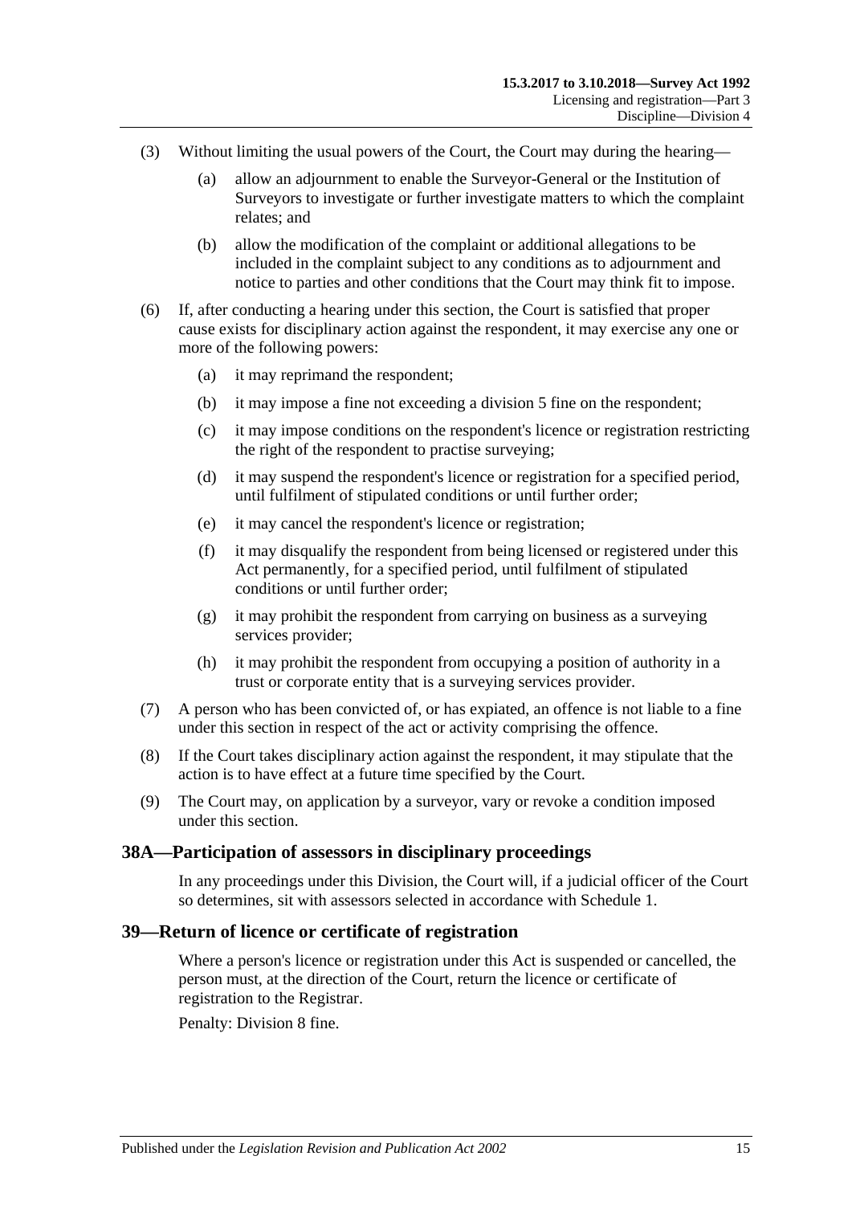(3) Without limiting the usual powers of the Court, the Court may during the hearing—

(a) allow an adjournment to enable the Surveyor-General or the Institution of Surveyors to investigate or further investigate matters to which the complaint relates; and

(b) allow the modification of the complaint or additional allegations to be included in the complaint subject to any conditions as to adjournment and notice to parties and other conditions that the Court may think fit to impose.

(6) If, after conducting a hearing under this section, the Court is satisfied that proper cause exists for disciplinary action against the respondent, it may exercise any one or more of the following powers:

(a) it may reprimand the respondent;

(b) it may impose a fine not exceeding a division 5 fine on the respondent;

(c) it may impose conditions on the respondent's licence or registration restricting the right of the respondent to practise surveying;

(d) it may suspend the respondent's licence or registration for a specified period, until fulfilment of stipulated conditions or until further order;

(e) it may cancel the respondent's licence or registration;

(f) it may disqualify the respondent from being licensed or registered under this Act permanently, for a specified period, until fulfilment of stipulated conditions or until further order;

(g) it may prohibit the respondent from carrying on business as a surveying services provider;

(h) it may prohibit the respondent from occupying a position of authority in a trust or corporate entity that is a surveying services provider.

(7) A person who has been convicted of, or has expiated, an offence is not liable to a fine under this section in respect of the act or activity comprising the offence.

(8) If the Court takes disciplinary action against the respondent, it may stipulate that the action is to have effect at a future time specified by the Court.

(9) The Court may, on application by a surveyor, vary or revoke a condition imposed under this section.

## 38A—Participation of assessors in disciplinary proceedings

In any proceedings under this Division, the Court will, if a judicial officer of the Court so determines, sit with assessors selected in accordance with Schedule 1.

## 39—Return of licence or certificate of registration

Where a person's licence or registration under this Act is suspended or cancelled, the person must, at the direction of the Court, return the licence or certificate of registration to the Registrar.

Penalty: Division 8 fine.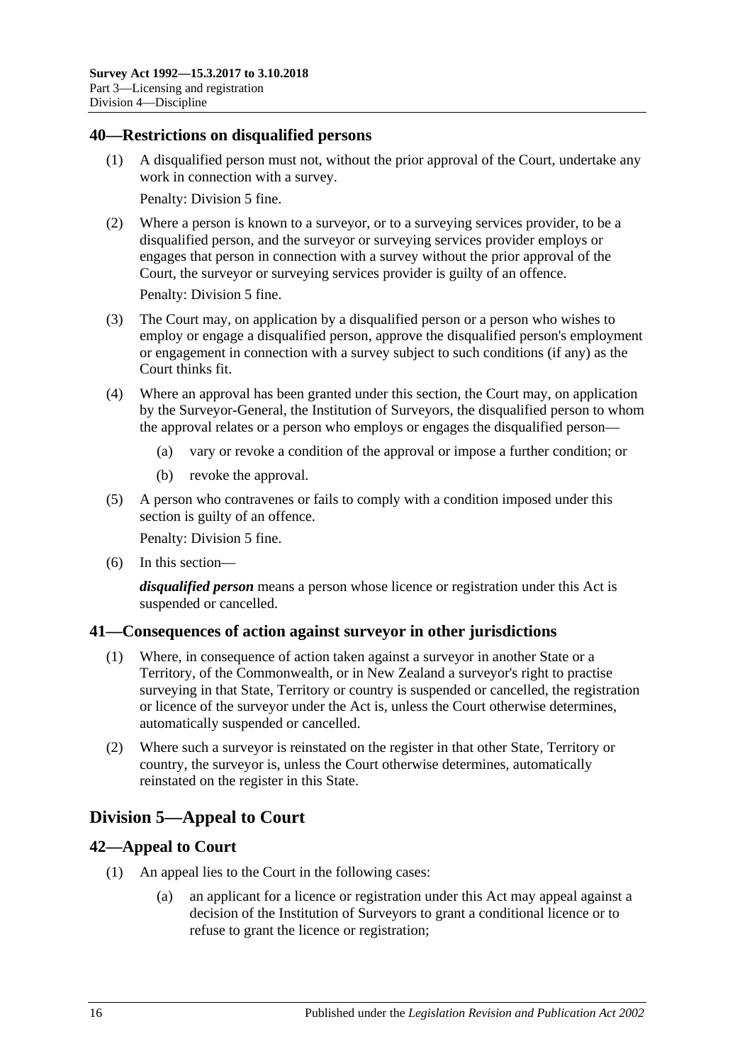## 40—Restrictions on disqualified persons

(1) A disqualified person must not, without the prior approval of the Court, undertake any work in connection with a survey.

Penalty: Division 5 fine.

(2) Where a person is known to a surveyor, or to a surveying services provider, to be a disqualified person, and the surveyor or surveying services provider employs or engages that person in connection with a survey without the prior approval of the Court, the surveyor or surveying services provider is guilty of an offence.

Penalty: Division 5 fine.

(3) The Court may, on application by a disqualified person or a person who wishes to employ or engage a disqualified person, approve the disqualified person's employment or engagement in connection with a survey subject to such conditions (if any) as the Court thinks fit.

(4) Where an approval has been granted under this section, the Court may, on application by the Surveyor-General, the Institution of Surveyors, the disqualified person to whom the approval relates or a person who employs or engages the disqualified person—

- (a) vary or revoke a condition of the approval or impose a further condition; or
- (b) revoke the approval.

(5) A person who contravenes or fails to comply with a condition imposed under this section is guilty of an offence.

Penalty: Division 5 fine.

(6) In this section—

***disqualified person*** means a person whose licence or registration under this Act is suspended or cancelled.

## 41—Consequences of action against surveyor in other jurisdictions

(1) Where, in consequence of action taken against a surveyor in another State or a Territory, of the Commonwealth, or in New Zealand a surveyor's right to practise surveying in that State, Territory or country is suspended or cancelled, the registration or licence of the surveyor under the Act is, unless the Court otherwise determines, automatically suspended or cancelled.

(2) Where such a surveyor is reinstated on the register in that other State, Territory or country, the surveyor is, unless the Court otherwise determines, automatically reinstated on the register in this State.

# Division 5—Appeal to Court

## 42—Appeal to Court

(1) An appeal lies to the Court in the following cases:

- (a) an applicant for a licence or registration under this Act may appeal against a decision of the Institution of Surveyors to grant a conditional licence or to refuse to grant the licence or registration;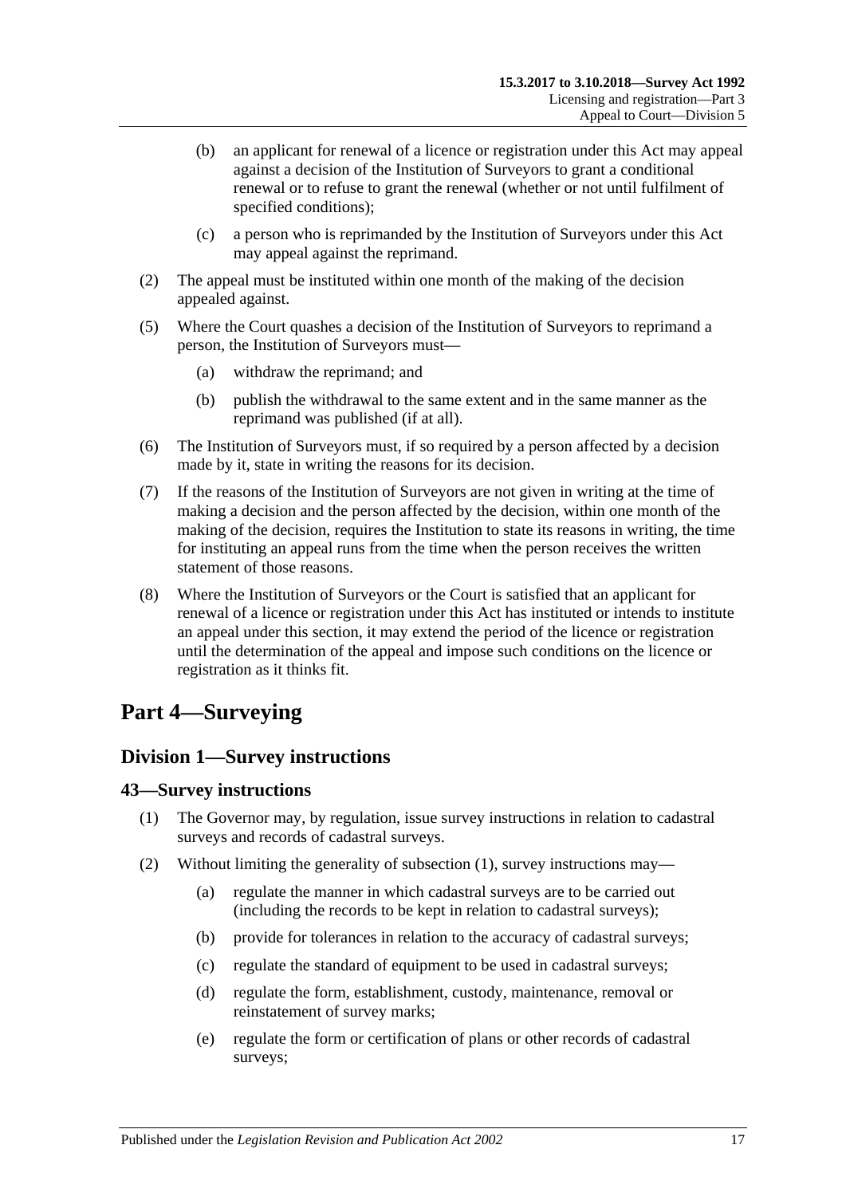(b) an applicant for renewal of a licence or registration under this Act may appeal against a decision of the Institution of Surveyors to grant a conditional renewal or to refuse to grant the renewal (whether or not until fulfilment of specified conditions);

(c) a person who is reprimanded by the Institution of Surveyors under this Act may appeal against the reprimand.

(2) The appeal must be instituted within one month of the making of the decision appealed against.

(5) Where the Court quashes a decision of the Institution of Surveyors to reprimand a person, the Institution of Surveyors must—

(a) withdraw the reprimand; and

(b) publish the withdrawal to the same extent and in the same manner as the reprimand was published (if at all).

(6) The Institution of Surveyors must, if so required by a person affected by a decision made by it, state in writing the reasons for its decision.

(7) If the reasons of the Institution of Surveyors are not given in writing at the time of making a decision and the person affected by the decision, within one month of the making of the decision, requires the Institution to state its reasons in writing, the time for instituting an appeal runs from the time when the person receives the written statement of those reasons.

(8) Where the Institution of Surveyors or the Court is satisfied that an applicant for renewal of a licence or registration under this Act has instituted or intends to institute an appeal under this section, it may extend the period of the licence or registration until the determination of the appeal and impose such conditions on the licence or registration as it thinks fit.

# Part 4—Surveying

## Division 1—Survey instructions

### 43—Survey instructions

(1) The Governor may, by regulation, issue survey instructions in relation to cadastral surveys and records of cadastral surveys.

(2) Without limiting the generality of subsection (1), survey instructions may—

(a) regulate the manner in which cadastral surveys are to be carried out (including the records to be kept in relation to cadastral surveys);

(b) provide for tolerances in relation to the accuracy of cadastral surveys;

(c) regulate the standard of equipment to be used in cadastral surveys;

(d) regulate the form, establishment, custody, maintenance, removal or reinstatement of survey marks;

(e) regulate the form or certification of plans or other records of cadastral surveys;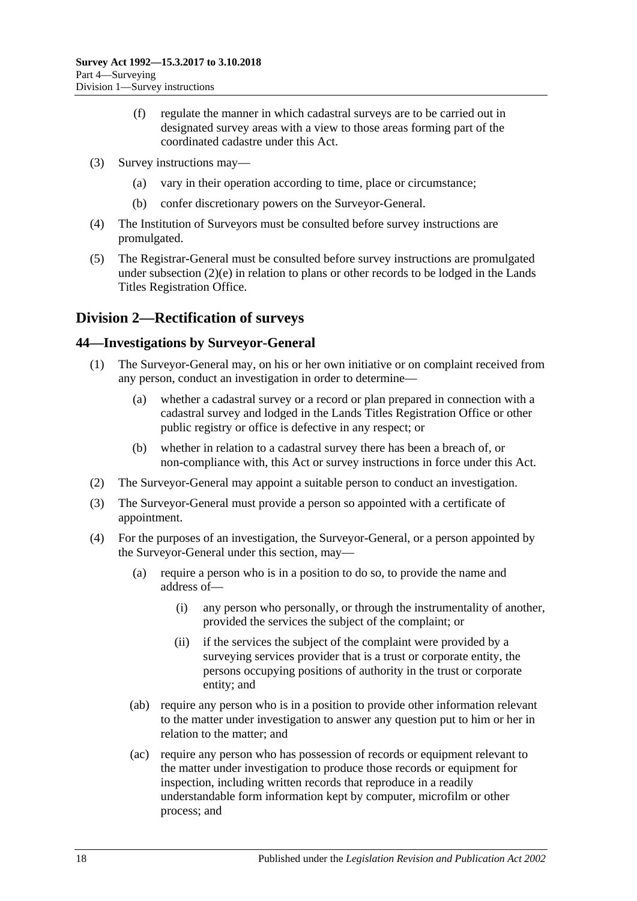(f) regulate the manner in which cadastral surveys are to be carried out in designated survey areas with a view to those areas forming part of the coordinated cadastre under this Act.

(3) Survey instructions may—

(a) vary in their operation according to time, place or circumstance;

(b) confer discretionary powers on the Surveyor-General.

(4) The Institution of Surveyors must be consulted before survey instructions are promulgated.

(5) The Registrar-General must be consulted before survey instructions are promulgated under subsection (2)(e) in relation to plans or other records to be lodged in the Lands Titles Registration Office.

## Division 2—Rectification of surveys

### 44—Investigations by Surveyor-General

(1) The Surveyor-General may, on his or her own initiative or on complaint received from any person, conduct an investigation in order to determine—

(a) whether a cadastral survey or a record or plan prepared in connection with a cadastral survey and lodged in the Lands Titles Registration Office or other public registry or office is defective in any respect; or

(b) whether in relation to a cadastral survey there has been a breach of, or non-compliance with, this Act or survey instructions in force under this Act.

(2) The Surveyor-General may appoint a suitable person to conduct an investigation.

(3) The Surveyor-General must provide a person so appointed with a certificate of appointment.

(4) For the purposes of an investigation, the Surveyor-General, or a person appointed by the Surveyor-General under this section, may—

(a) require a person who is in a position to do so, to provide the name and address of—

(i) any person who personally, or through the instrumentality of another, provided the services the subject of the complaint; or

(ii) if the services the subject of the complaint were provided by a surveying services provider that is a trust or corporate entity, the persons occupying positions of authority in the trust or corporate entity; and

(ab) require any person who is in a position to provide other information relevant to the matter under investigation to answer any question put to him or her in relation to the matter; and

(ac) require any person who has possession of records or equipment relevant to the matter under investigation to produce those records or equipment for inspection, including written records that reproduce in a readily understandable form information kept by computer, microfilm or other process; and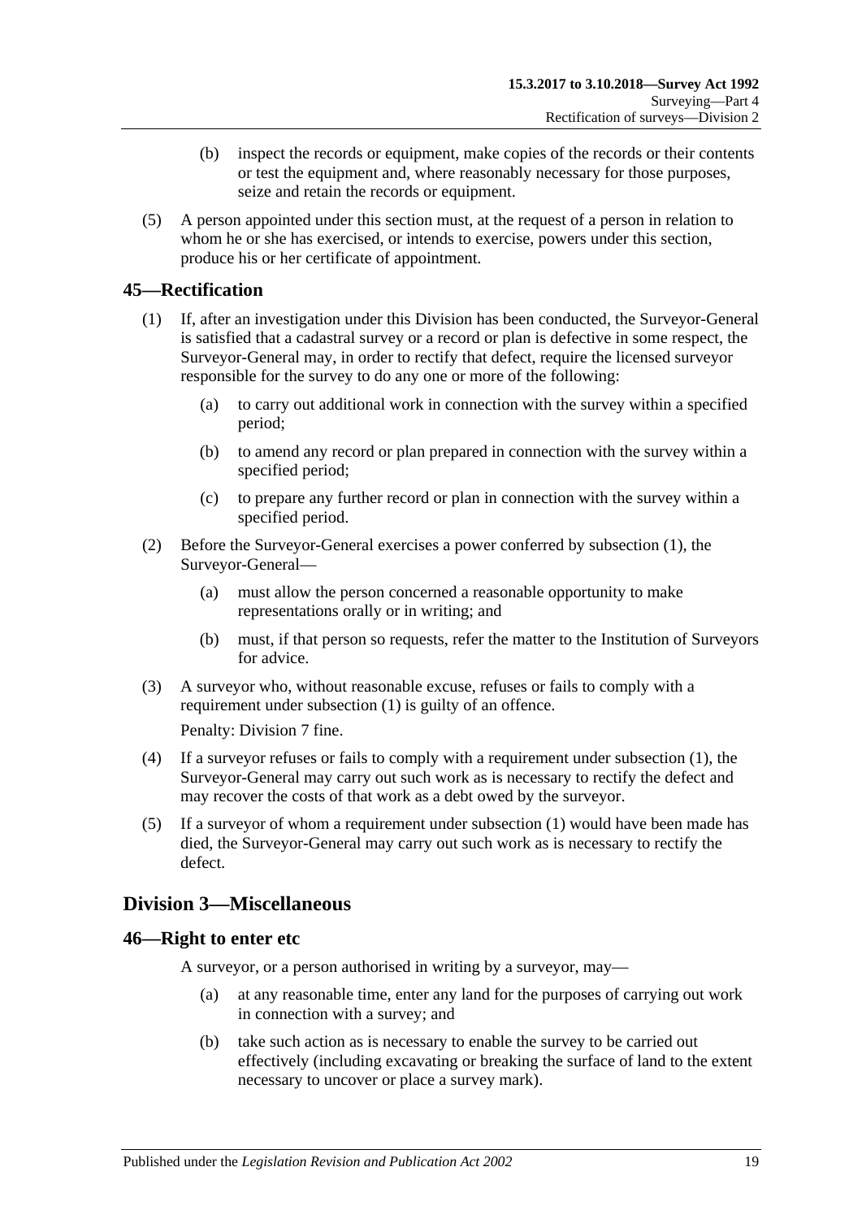(b) inspect the records or equipment, make copies of the records or their contents or test the equipment and, where reasonably necessary for those purposes, seize and retain the records or equipment.

(5) A person appointed under this section must, at the request of a person in relation to whom he or she has exercised, or intends to exercise, powers under this section, produce his or her certificate of appointment.

## 45—Rectification

(1) If, after an investigation under this Division has been conducted, the Surveyor-General is satisfied that a cadastral survey or a record or plan is defective in some respect, the Surveyor-General may, in order to rectify that defect, require the licensed surveyor responsible for the survey to do any one or more of the following:

(a) to carry out additional work in connection with the survey within a specified period;

(b) to amend any record or plan prepared in connection with the survey within a specified period;

(c) to prepare any further record or plan in connection with the survey within a specified period.

(2) Before the Surveyor-General exercises a power conferred by subsection (1), the Surveyor-General—

(a) must allow the person concerned a reasonable opportunity to make representations orally or in writing; and

(b) must, if that person so requests, refer the matter to the Institution of Surveyors for advice.

(3) A surveyor who, without reasonable excuse, refuses or fails to comply with a requirement under subsection (1) is guilty of an offence.

Penalty: Division 7 fine.

(4) If a surveyor refuses or fails to comply with a requirement under subsection (1), the Surveyor-General may carry out such work as is necessary to rectify the defect and may recover the costs of that work as a debt owed by the surveyor.

(5) If a surveyor of whom a requirement under subsection (1) would have been made has died, the Surveyor-General may carry out such work as is necessary to rectify the defect.

# Division 3—Miscellaneous

## 46—Right to enter etc

A surveyor, or a person authorised in writing by a surveyor, may—

(a) at any reasonable time, enter any land for the purposes of carrying out work in connection with a survey; and

(b) take such action as is necessary to enable the survey to be carried out effectively (including excavating or breaking the surface of land to the extent necessary to uncover or place a survey mark).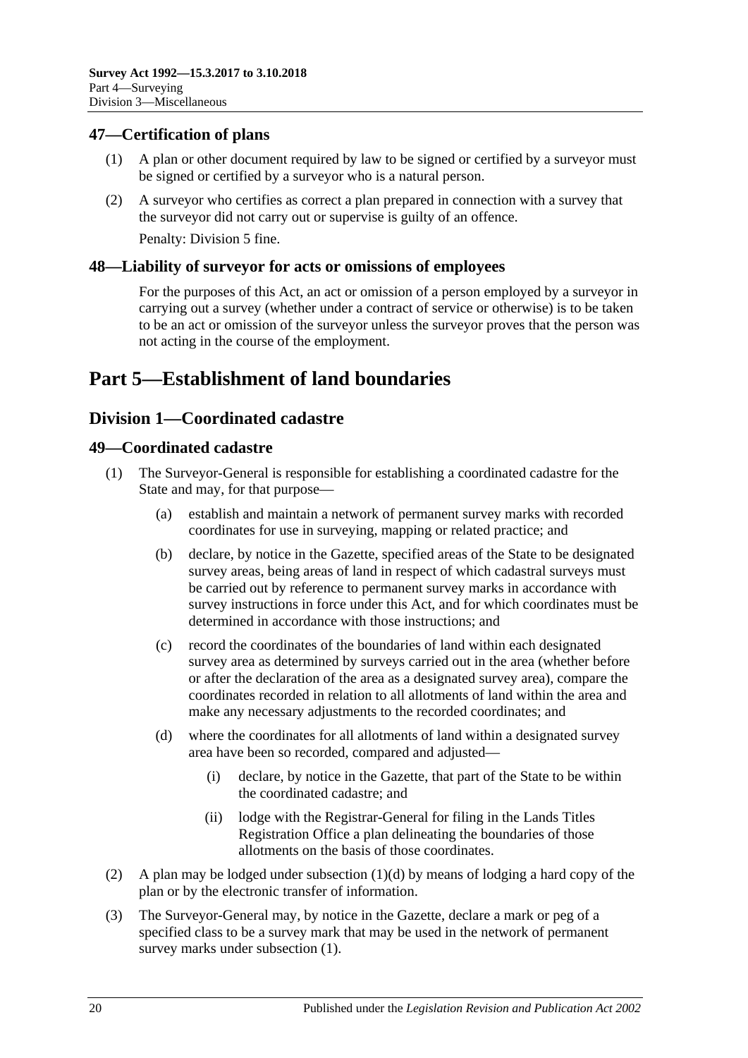## 47—Certification of plans

(1) A plan or other document required by law to be signed or certified by a surveyor must be signed or certified by a surveyor who is a natural person.

(2) A surveyor who certifies as correct a plan prepared in connection with a survey that the surveyor did not carry out or supervise is guilty of an offence.

Penalty: Division 5 fine.

## 48—Liability of surveyor for acts or omissions of employees

For the purposes of this Act, an act or omission of a person employed by a surveyor in carrying out a survey (whether under a contract of service or otherwise) is to be taken to be an act or omission of the surveyor unless the surveyor proves that the person was not acting in the course of the employment.

# Part 5—Establishment of land boundaries

## Division 1—Coordinated cadastre

## 49—Coordinated cadastre

(1) The Surveyor-General is responsible for establishing a coordinated cadastre for the State and may, for that purpose—

(a) establish and maintain a network of permanent survey marks with recorded coordinates for use in surveying, mapping or related practice; and

(b) declare, by notice in the Gazette, specified areas of the State to be designated survey areas, being areas of land in respect of which cadastral surveys must be carried out by reference to permanent survey marks in accordance with survey instructions in force under this Act, and for which coordinates must be determined in accordance with those instructions; and

(c) record the coordinates of the boundaries of land within each designated survey area as determined by surveys carried out in the area (whether before or after the declaration of the area as a designated survey area), compare the coordinates recorded in relation to all allotments of land within the area and make any necessary adjustments to the recorded coordinates; and

(d) where the coordinates for all allotments of land within a designated survey area have been so recorded, compared and adjusted—

(i) declare, by notice in the Gazette, that part of the State to be within the coordinated cadastre; and

(ii) lodge with the Registrar-General for filing in the Lands Titles Registration Office a plan delineating the boundaries of those allotments on the basis of those coordinates.

(2) A plan may be lodged under subsection (1)(d) by means of lodging a hard copy of the plan or by the electronic transfer of information.

(3) The Surveyor-General may, by notice in the Gazette, declare a mark or peg of a specified class to be a survey mark that may be used in the network of permanent survey marks under subsection (1).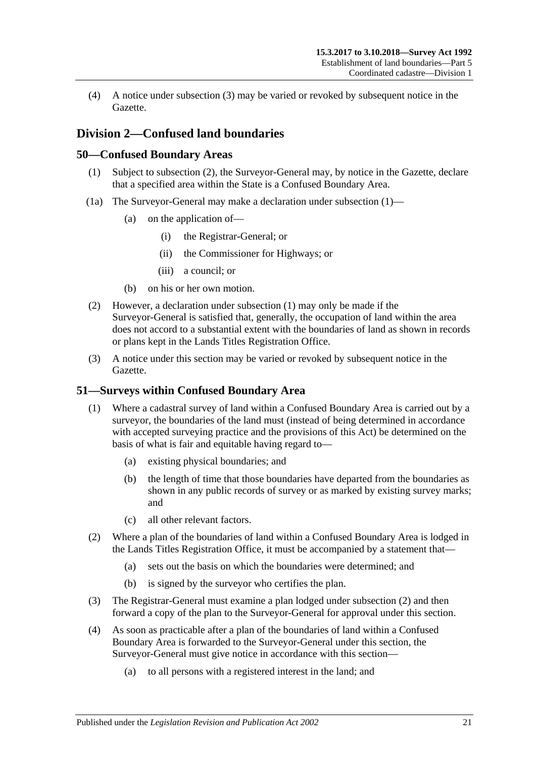(4) A notice under subsection (3) may be varied or revoked by subsequent notice in the Gazette.

## Division 2—Confused land boundaries

### 50—Confused Boundary Areas

(1) Subject to subsection (2), the Surveyor-General may, by notice in the Gazette, declare that a specified area within the State is a Confused Boundary Area.

(1a) The Surveyor-General may make a declaration under subsection (1)—

(a) on the application of—

(i) the Registrar-General; or

(ii) the Commissioner for Highways; or

(iii) a council; or

(b) on his or her own motion.

(2) However, a declaration under subsection (1) may only be made if the Surveyor-General is satisfied that, generally, the occupation of land within the area does not accord to a substantial extent with the boundaries of land as shown in records or plans kept in the Lands Titles Registration Office.

(3) A notice under this section may be varied or revoked by subsequent notice in the Gazette.

### 51—Surveys within Confused Boundary Area

(1) Where a cadastral survey of land within a Confused Boundary Area is carried out by a surveyor, the boundaries of the land must (instead of being determined in accordance with accepted surveying practice and the provisions of this Act) be determined on the basis of what is fair and equitable having regard to—

(a) existing physical boundaries; and

(b) the length of time that those boundaries have departed from the boundaries as shown in any public records of survey or as marked by existing survey marks; and

(c) all other relevant factors.

(2) Where a plan of the boundaries of land within a Confused Boundary Area is lodged in the Lands Titles Registration Office, it must be accompanied by a statement that—

(a) sets out the basis on which the boundaries were determined; and

(b) is signed by the surveyor who certifies the plan.

(3) The Registrar-General must examine a plan lodged under subsection (2) and then forward a copy of the plan to the Surveyor-General for approval under this section.

(4) As soon as practicable after a plan of the boundaries of land within a Confused Boundary Area is forwarded to the Surveyor-General under this section, the Surveyor-General must give notice in accordance with this section—

(a) to all persons with a registered interest in the land; and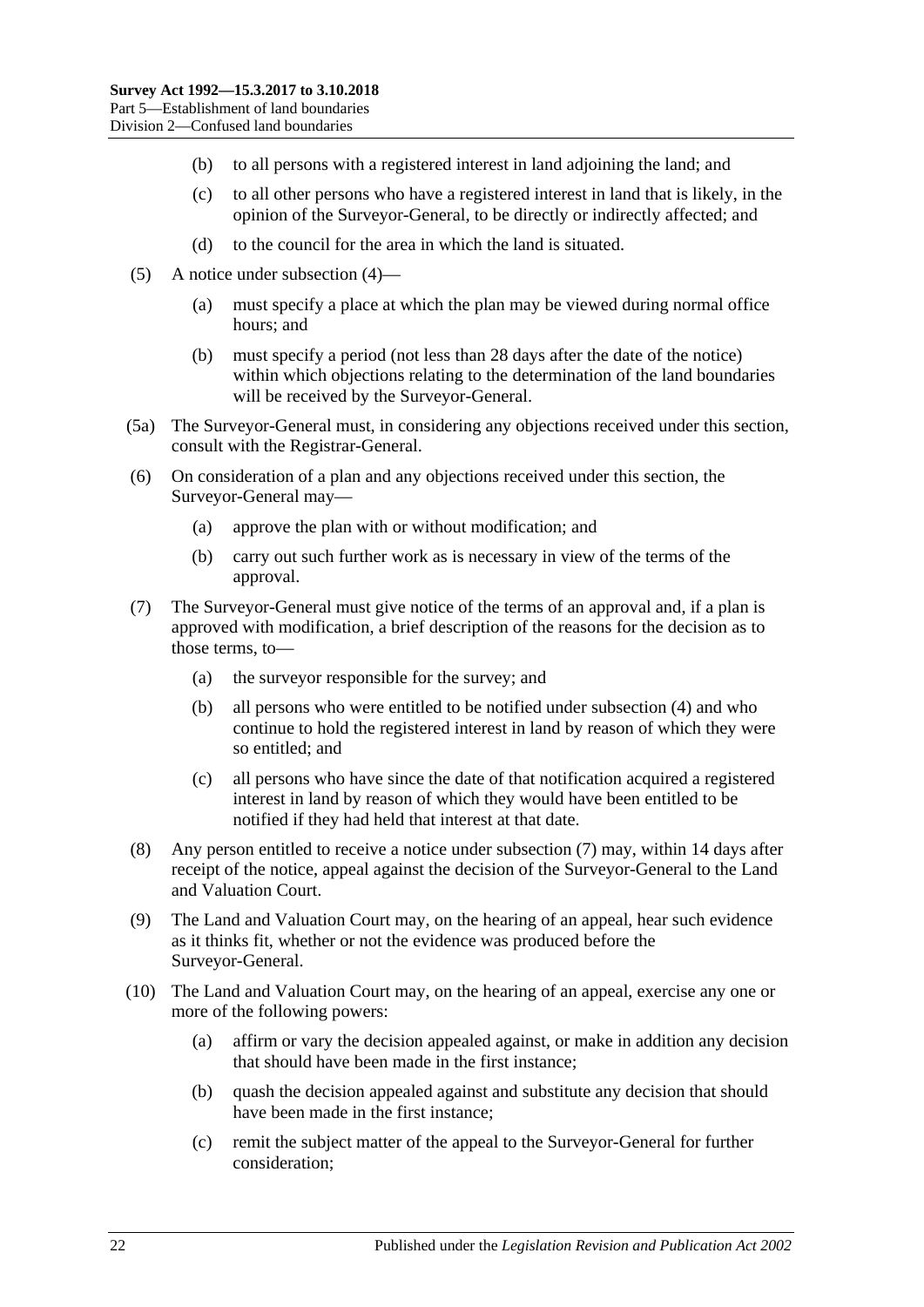(b) to all persons with a registered interest in land adjoining the land; and

(c) to all other persons who have a registered interest in land that is likely, in the opinion of the Surveyor-General, to be directly or indirectly affected; and

(d) to the council for the area in which the land is situated.

(5) A notice under subsection (4)—

(a) must specify a place at which the plan may be viewed during normal office hours; and

(b) must specify a period (not less than 28 days after the date of the notice) within which objections relating to the determination of the land boundaries will be received by the Surveyor-General.

(5a) The Surveyor-General must, in considering any objections received under this section, consult with the Registrar-General.

(6) On consideration of a plan and any objections received under this section, the Surveyor-General may—

(a) approve the plan with or without modification; and

(b) carry out such further work as is necessary in view of the terms of the approval.

(7) The Surveyor-General must give notice of the terms of an approval and, if a plan is approved with modification, a brief description of the reasons for the decision as to those terms, to—

(a) the surveyor responsible for the survey; and

(b) all persons who were entitled to be notified under subsection (4) and who continue to hold the registered interest in land by reason of which they were so entitled; and

(c) all persons who have since the date of that notification acquired a registered interest in land by reason of which they would have been entitled to be notified if they had held that interest at that date.

(8) Any person entitled to receive a notice under subsection (7) may, within 14 days after receipt of the notice, appeal against the decision of the Surveyor-General to the Land and Valuation Court.

(9) The Land and Valuation Court may, on the hearing of an appeal, hear such evidence as it thinks fit, whether or not the evidence was produced before the Surveyor-General.

(10) The Land and Valuation Court may, on the hearing of an appeal, exercise any one or more of the following powers:

(a) affirm or vary the decision appealed against, or make in addition any decision that should have been made in the first instance;

(b) quash the decision appealed against and substitute any decision that should have been made in the first instance;

(c) remit the subject matter of the appeal to the Surveyor-General for further consideration;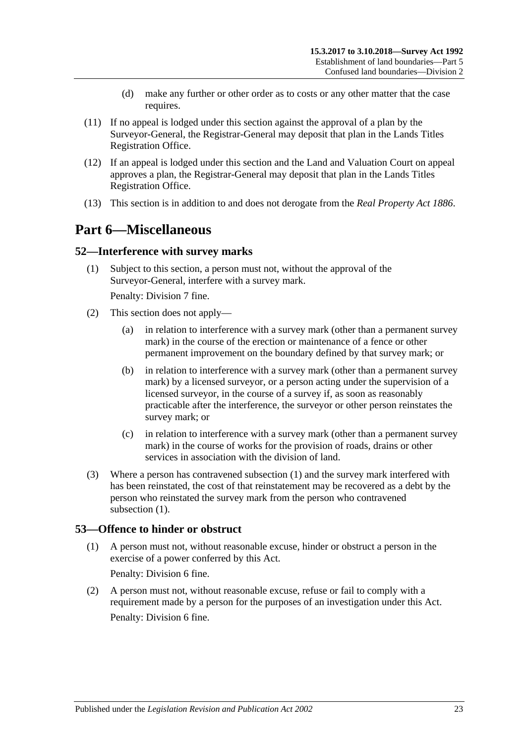(d) make any further or other order as to costs or any other matter that the case requires.

(11) If no appeal is lodged under this section against the approval of a plan by the Surveyor-General, the Registrar-General may deposit that plan in the Lands Titles Registration Office.

(12) If an appeal is lodged under this section and the Land and Valuation Court on appeal approves a plan, the Registrar-General may deposit that plan in the Lands Titles Registration Office.

(13) This section is in addition to and does not derogate from the *Real Property Act 1886*.

# Part 6—Miscellaneous

## 52—Interference with survey marks

(1) Subject to this section, a person must not, without the approval of the Surveyor-General, interfere with a survey mark.

Penalty: Division 7 fine.

(2) This section does not apply—

(a) in relation to interference with a survey mark (other than a permanent survey mark) in the course of the erection or maintenance of a fence or other permanent improvement on the boundary defined by that survey mark; or

(b) in relation to interference with a survey mark (other than a permanent survey mark) by a licensed surveyor, or a person acting under the supervision of a licensed surveyor, in the course of a survey if, as soon as reasonably practicable after the interference, the surveyor or other person reinstates the survey mark; or

(c) in relation to interference with a survey mark (other than a permanent survey mark) in the course of works for the provision of roads, drains or other services in association with the division of land.

(3) Where a person has contravened subsection (1) and the survey mark interfered with has been reinstated, the cost of that reinstatement may be recovered as a debt by the person who reinstated the survey mark from the person who contravened subsection (1).

## 53—Offence to hinder or obstruct

(1) A person must not, without reasonable excuse, hinder or obstruct a person in the exercise of a power conferred by this Act.

Penalty: Division 6 fine.

(2) A person must not, without reasonable excuse, refuse or fail to comply with a requirement made by a person for the purposes of an investigation under this Act.

Penalty: Division 6 fine.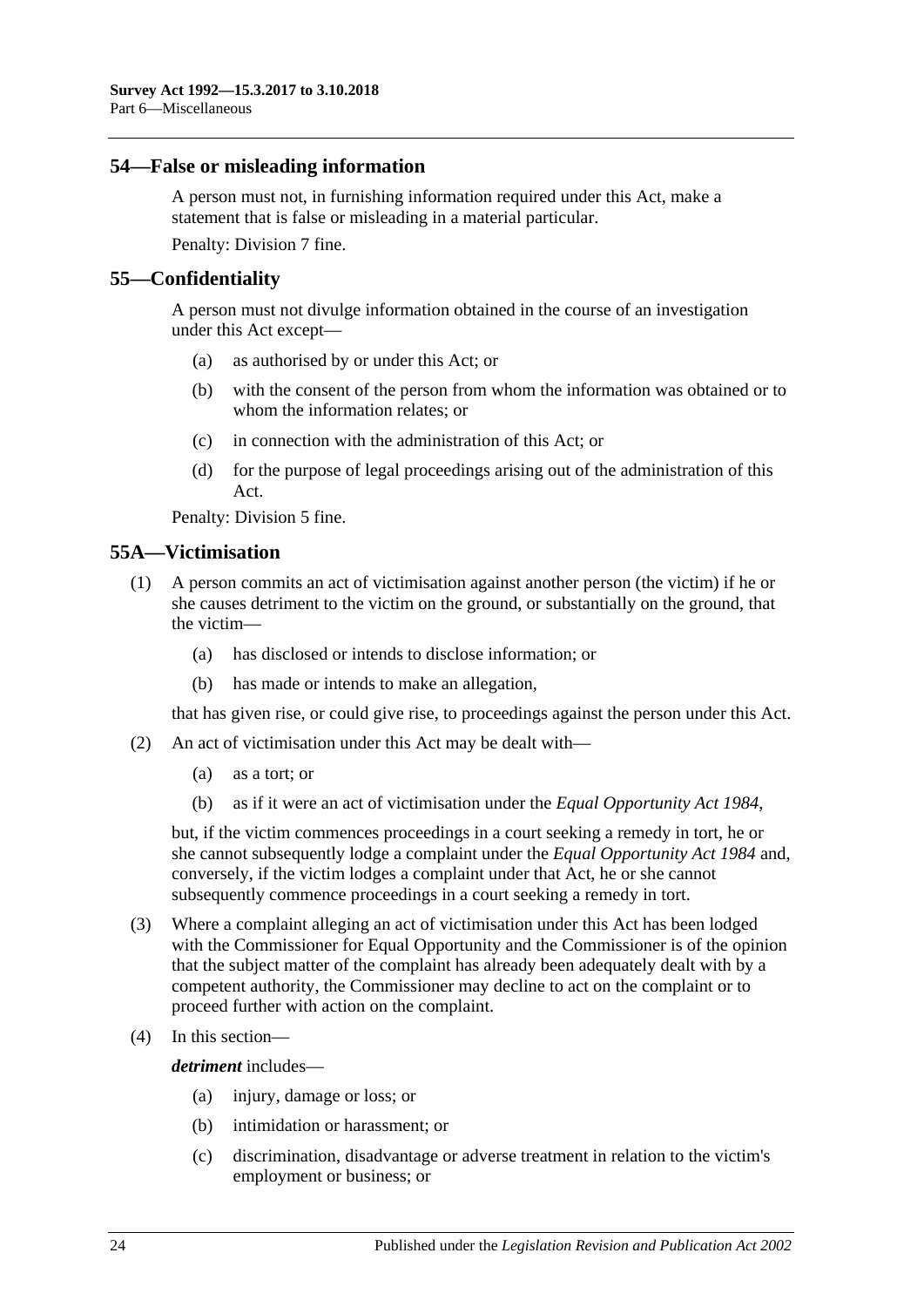## 54—False or misleading information

A person must not, in furnishing information required under this Act, make a statement that is false or misleading in a material particular.

Penalty: Division 7 fine.

## 55—Confidentiality

A person must not divulge information obtained in the course of an investigation under this Act except—

(a) as authorised by or under this Act; or

(b) with the consent of the person from whom the information was obtained or to whom the information relates; or

(c) in connection with the administration of this Act; or

(d) for the purpose of legal proceedings arising out of the administration of this Act.

Penalty: Division 5 fine.

## 55A—Victimisation

(1) A person commits an act of victimisation against another person (the victim) if he or she causes detriment to the victim on the ground, or substantially on the ground, that the victim—

(a) has disclosed or intends to disclose information; or

(b) has made or intends to make an allegation,

that has given rise, or could give rise, to proceedings against the person under this Act.

(2) An act of victimisation under this Act may be dealt with—

(a) as a tort; or

(b) as if it were an act of victimisation under the *Equal Opportunity Act 1984*,

but, if the victim commences proceedings in a court seeking a remedy in tort, he or she cannot subsequently lodge a complaint under the *Equal Opportunity Act 1984* and, conversely, if the victim lodges a complaint under that Act, he or she cannot subsequently commence proceedings in a court seeking a remedy in tort.

(3) Where a complaint alleging an act of victimisation under this Act has been lodged with the Commissioner for Equal Opportunity and the Commissioner is of the opinion that the subject matter of the complaint has already been adequately dealt with by a competent authority, the Commissioner may decline to act on the complaint or to proceed further with action on the complaint.

(4) In this section—

***detriment*** includes—

(a) injury, damage or loss; or

(b) intimidation or harassment; or

(c) discrimination, disadvantage or adverse treatment in relation to the victim's employment or business; or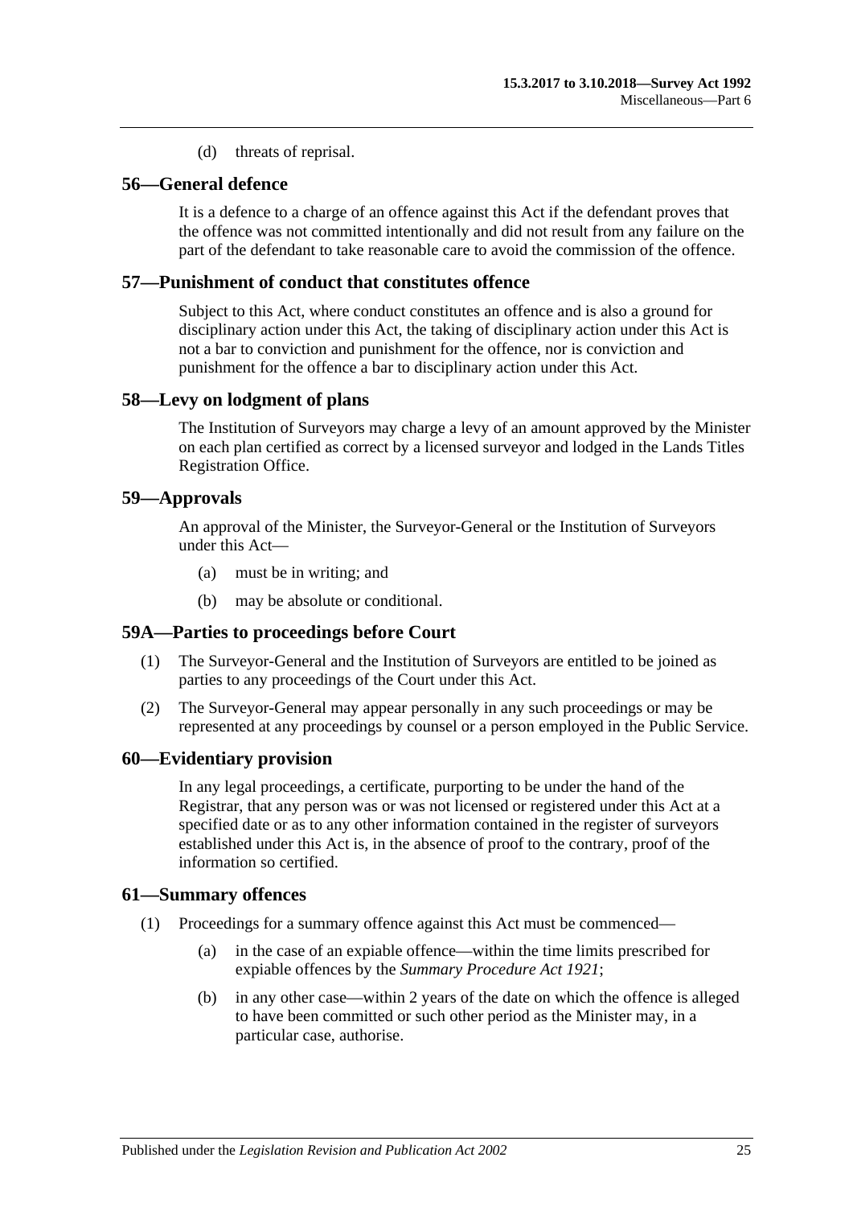(d) threats of reprisal.

## 56—General defence

It is a defence to a charge of an offence against this Act if the defendant proves that the offence was not committed intentionally and did not result from any failure on the part of the defendant to take reasonable care to avoid the commission of the offence.

## 57—Punishment of conduct that constitutes offence

Subject to this Act, where conduct constitutes an offence and is also a ground for disciplinary action under this Act, the taking of disciplinary action under this Act is not a bar to conviction and punishment for the offence, nor is conviction and punishment for the offence a bar to disciplinary action under this Act.

## 58—Levy on lodgment of plans

The Institution of Surveyors may charge a levy of an amount approved by the Minister on each plan certified as correct by a licensed surveyor and lodged in the Lands Titles Registration Office.

## 59—Approvals

An approval of the Minister, the Surveyor-General or the Institution of Surveyors under this Act—

(a) must be in writing; and

(b) may be absolute or conditional.

## 59A—Parties to proceedings before Court

(1) The Surveyor-General and the Institution of Surveyors are entitled to be joined as parties to any proceedings of the Court under this Act.

(2) The Surveyor-General may appear personally in any such proceedings or may be represented at any proceedings by counsel or a person employed in the Public Service.

## 60—Evidentiary provision

In any legal proceedings, a certificate, purporting to be under the hand of the Registrar, that any person was or was not licensed or registered under this Act at a specified date or as to any other information contained in the register of surveyors established under this Act is, in the absence of proof to the contrary, proof of the information so certified.

## 61—Summary offences

(1) Proceedings for a summary offence against this Act must be commenced—

(a) in the case of an expiable offence—within the time limits prescribed for expiable offences by the *Summary Procedure Act 1921*;

(b) in any other case—within 2 years of the date on which the offence is alleged to have been committed or such other period as the Minister may, in a particular case, authorise.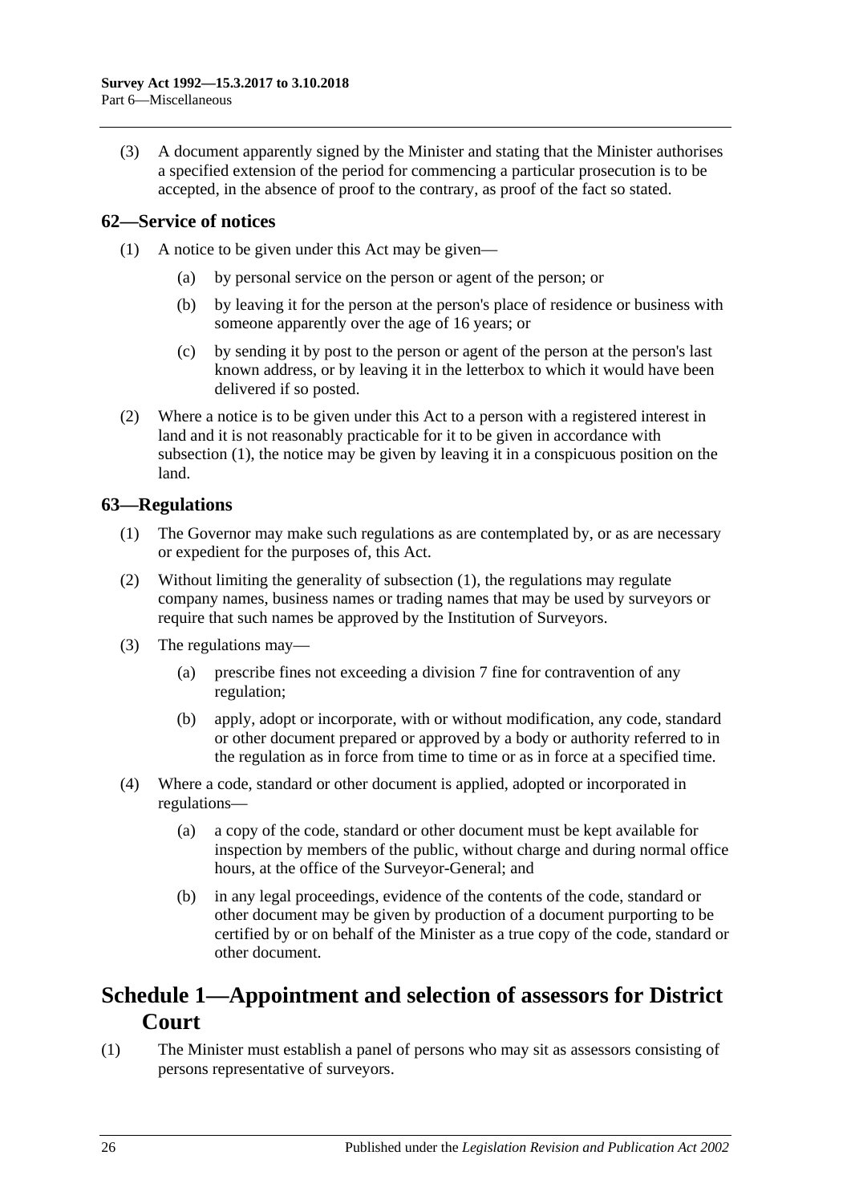(3) A document apparently signed by the Minister and stating that the Minister authorises a specified extension of the period for commencing a particular prosecution is to be accepted, in the absence of proof to the contrary, as proof of the fact so stated.

## 62—Service of notices

(1) A notice to be given under this Act may be given—

(a) by personal service on the person or agent of the person; or

(b) by leaving it for the person at the person's place of residence or business with someone apparently over the age of 16 years; or

(c) by sending it by post to the person or agent of the person at the person's last known address, or by leaving it in the letterbox to which it would have been delivered if so posted.

(2) Where a notice is to be given under this Act to a person with a registered interest in land and it is not reasonably practicable for it to be given in accordance with subsection (1), the notice may be given by leaving it in a conspicuous position on the land.

## 63—Regulations

(1) The Governor may make such regulations as are contemplated by, or as are necessary or expedient for the purposes of, this Act.

(2) Without limiting the generality of subsection (1), the regulations may regulate company names, business names or trading names that may be used by surveyors or require that such names be approved by the Institution of Surveyors.

(3) The regulations may—

(a) prescribe fines not exceeding a division 7 fine for contravention of any regulation;

(b) apply, adopt or incorporate, with or without modification, any code, standard or other document prepared or approved by a body or authority referred to in the regulation as in force from time to time or as in force at a specified time.

(4) Where a code, standard or other document is applied, adopted or incorporated in regulations—

(a) a copy of the code, standard or other document must be kept available for inspection by members of the public, without charge and during normal office hours, at the office of the Surveyor-General; and

(b) in any legal proceedings, evidence of the contents of the code, standard or other document may be given by production of a document purporting to be certified by or on behalf of the Minister as a true copy of the code, standard or other document.

# Schedule 1—Appointment and selection of assessors for District Court

(1) The Minister must establish a panel of persons who may sit as assessors consisting of persons representative of surveyors.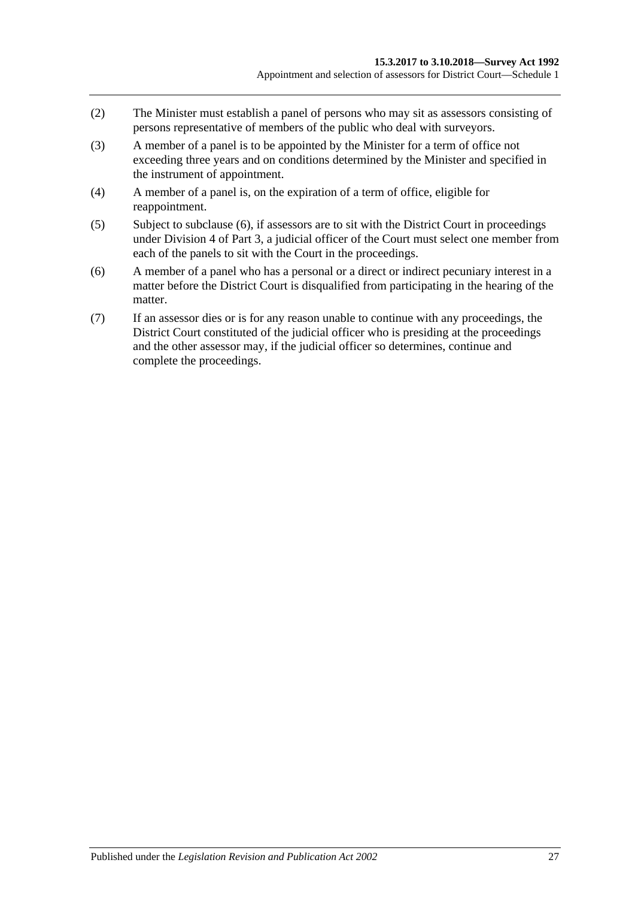(2) The Minister must establish a panel of persons who may sit as assessors consisting of persons representative of members of the public who deal with surveyors.

(3) A member of a panel is to be appointed by the Minister for a term of office not exceeding three years and on conditions determined by the Minister and specified in the instrument of appointment.

(4) A member of a panel is, on the expiration of a term of office, eligible for reappointment.

(5) Subject to subclause (6), if assessors are to sit with the District Court in proceedings under Division 4 of Part 3, a judicial officer of the Court must select one member from each of the panels to sit with the Court in the proceedings.

(6) A member of a panel who has a personal or a direct or indirect pecuniary interest in a matter before the District Court is disqualified from participating in the hearing of the matter.

(7) If an assessor dies or is for any reason unable to continue with any proceedings, the District Court constituted of the judicial officer who is presiding at the proceedings and the other assessor may, if the judicial officer so determines, continue and complete the proceedings.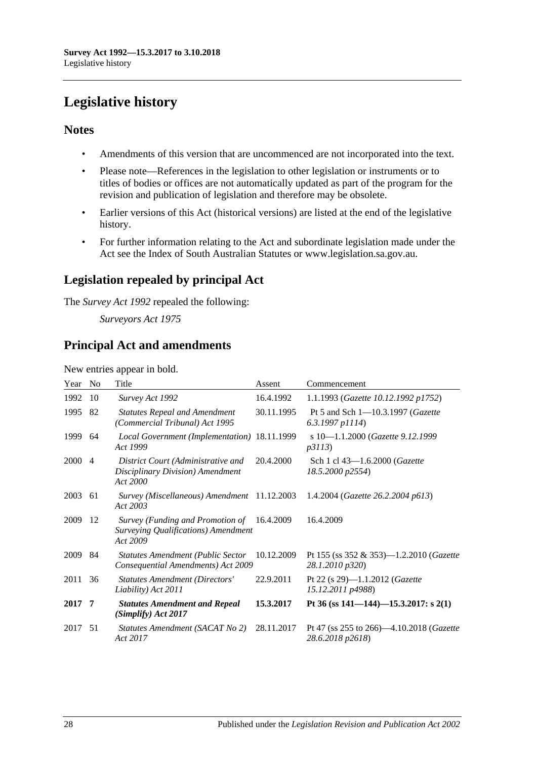# Legislative history

## Notes

- Amendments of this version that are uncommenced are not incorporated into the text.
- Please note—References in the legislation to other legislation or instruments or to titles of bodies or offices are not automatically updated as part of the program for the revision and publication of legislation and therefore may be obsolete.
- Earlier versions of this Act (historical versions) are listed at the end of the legislative history.
- For further information relating to the Act and subordinate legislation made under the Act see the Index of South Australian Statutes or www.legislation.sa.gov.au.

## Legislation repealed by principal Act

The *Survey Act 1992* repealed the following:

*Surveyors Act 1975*

## Principal Act and amendments

New entries appear in bold.

| Year | No | Title | Assent | Commencement |
|---|---|---|---|---|
| 1992 | 10 | *Survey Act 1992* | 16.4.1992 | 1.1.1993 (*Gazette 10.12.1992 p1752*) |
| 1995 | 82 | *Statutes Repeal and Amendment (Commercial Tribunal) Act 1995* | 30.11.1995 | Pt 5 and Sch 1—10.3.1997 (*Gazette 6.3.1997 p1114*) |
| 1999 | 64 | *Local Government (Implementation) Act 1999* | 18.11.1999 | s 10—1.1.2000 (*Gazette 9.12.1999 p3113*) |
| 2000 | 4 | *District Court (Administrative and Disciplinary Division) Amendment Act 2000* | 20.4.2000 | Sch 1 cl 43—1.6.2000 (*Gazette 18.5.2000 p2554*) |
| 2003 | 61 | *Survey (Miscellaneous) Amendment Act 2003* | 11.12.2003 | 1.4.2004 (*Gazette 26.2.2004 p613*) |
| 2009 | 12 | *Survey (Funding and Promotion of Surveying Qualifications) Amendment Act 2009* | 16.4.2009 | 16.4.2009 |
| 2009 | 84 | *Statutes Amendment (Public Sector Consequential Amendments) Act 2009* | 10.12.2009 | Pt 155 (ss 352 & 353)—1.2.2010 (*Gazette 28.1.2010 p320*) |
| 2011 | 36 | *Statutes Amendment (Directors' Liability) Act 2011* | 22.9.2011 | Pt 22 (s 29)—1.1.2012 (*Gazette 15.12.2011 p4988*) |
| **2017** | **7** | ***Statutes Amendment and Repeal (Simplify) Act 2017*** | **15.3.2017** | **Pt 36 (ss 141—144)—15.3.2017: s 2(1)** |
| 2017 | 51 | *Statutes Amendment (SACAT No 2) Act 2017* | 28.11.2017 | Pt 47 (ss 255 to 266)—4.10.2018 (*Gazette 28.6.2018 p2618*) |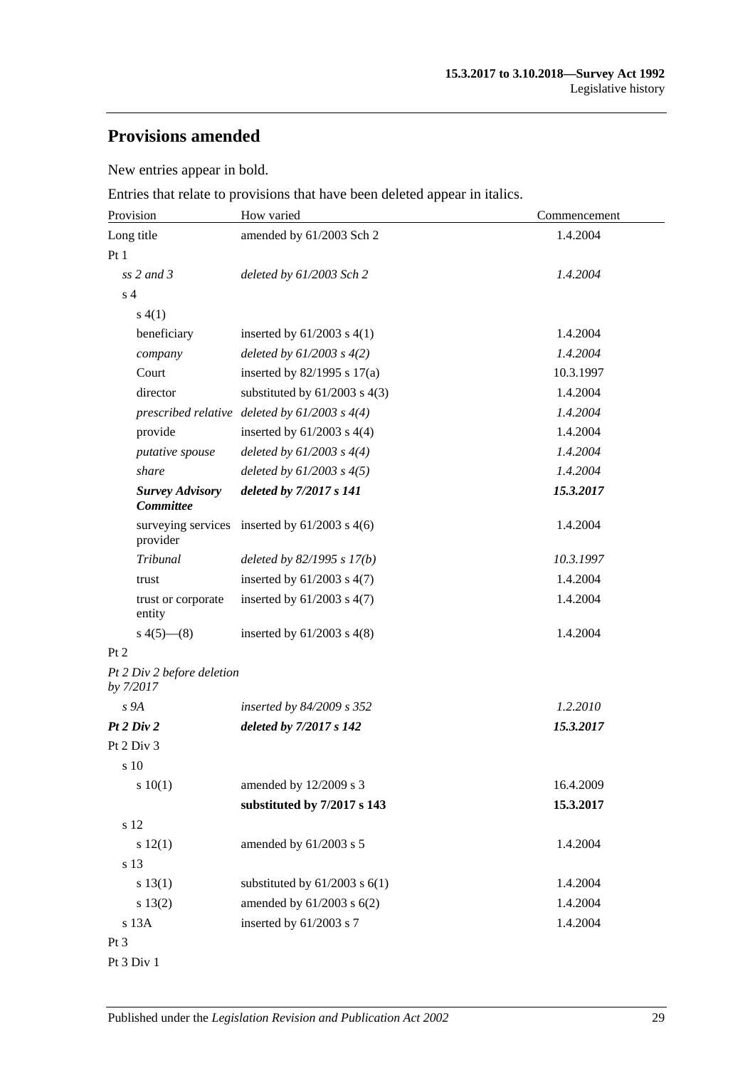## Provisions amended

New entries appear in bold.

Entries that relate to provisions that have been deleted appear in italics.

| Provision | How varied | Commencement |
|---|---|---|
| Long title | amended by 61/2003 Sch 2 | 1.4.2004 |
| Pt 1 | | |
| *ss 2 and 3* | *deleted by 61/2003 Sch 2* | *1.4.2004* |
| s 4 | | |
| s 4(1) | | |
| beneficiary | inserted by 61/2003 s 4(1) | 1.4.2004 |
| *company* | *deleted by 61/2003 s 4(2)* | *1.4.2004* |
| Court | inserted by 82/1995 s 17(a) | 10.3.1997 |
| director | substituted by 61/2003 s 4(3) | 1.4.2004 |
| *prescribed relative* | *deleted by 61/2003 s 4(4)* | *1.4.2004* |
| provide | inserted by 61/2003 s 4(4) | 1.4.2004 |
| *putative spouse* | *deleted by 61/2003 s 4(4)* | *1.4.2004* |
| *share* | *deleted by 61/2003 s 4(5)* | *1.4.2004* |
| ***Survey Advisory Committee*** | ***deleted by 7/2017 s 141*** | ***15.3.2017*** |
| surveying services provider | inserted by 61/2003 s 4(6) | 1.4.2004 |
| *Tribunal* | *deleted by 82/1995 s 17(b)* | *10.3.1997* |
| trust | inserted by 61/2003 s 4(7) | 1.4.2004 |
| trust or corporate entity | inserted by 61/2003 s 4(7) | 1.4.2004 |
| s 4(5)—(8) | inserted by 61/2003 s 4(8) | 1.4.2004 |
| Pt 2 | | |
| *Pt 2 Div 2 before deletion by 7/2017* | | |
| *s 9A* | *inserted by 84/2009 s 352* | *1.2.2010* |
| ***Pt 2 Div 2*** | ***deleted by 7/2017 s 142*** | ***15.3.2017*** |
| Pt 2 Div 3 | | |
| s 10 | | |
| s 10(1) | amended by 12/2009 s 3 | 16.4.2009 |
| | **substituted by 7/2017 s 143** | **15.3.2017** |
| s 12 | | |
| s 12(1) | amended by 61/2003 s 5 | 1.4.2004 |
| s 13 | | |
| s 13(1) | substituted by 61/2003 s 6(1) | 1.4.2004 |
| s 13(2) | amended by 61/2003 s 6(2) | 1.4.2004 |
| s 13A | inserted by 61/2003 s 7 | 1.4.2004 |
| Pt 3 | | |
| Pt 3 Div 1 | | |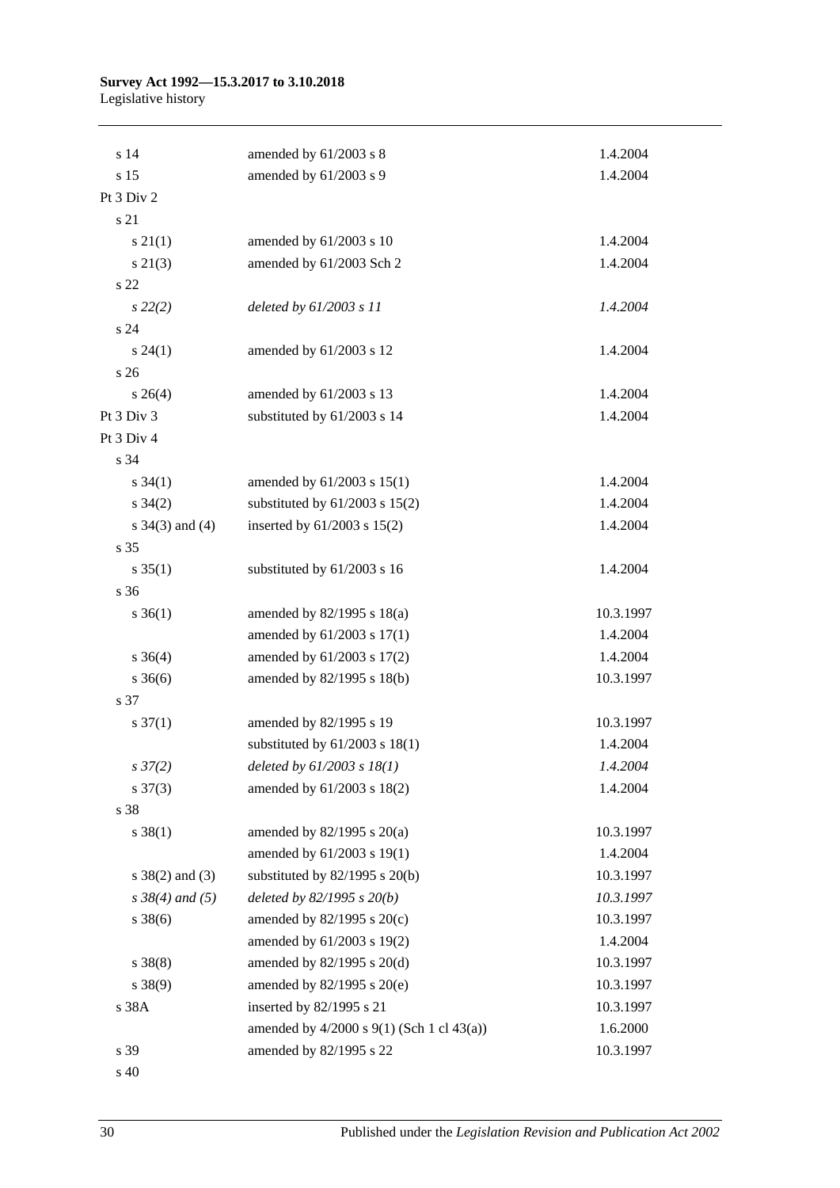| | | |
|---|---|---|
| s 14 | amended by 61/2003 s 8 | 1.4.2004 |
| s 15 | amended by 61/2003 s 9 | 1.4.2004 |
| Pt 3 Div 2 | | |
| s 21 | | |
| s 21(1) | amended by 61/2003 s 10 | 1.4.2004 |
| s 21(3) | amended by 61/2003 Sch 2 | 1.4.2004 |
| s 22 | | |
| *s 22(2)* | *deleted by 61/2003 s 11* | *1.4.2004* |
| s 24 | | |
| s 24(1) | amended by 61/2003 s 12 | 1.4.2004 |
| s 26 | | |
| s 26(4) | amended by 61/2003 s 13 | 1.4.2004 |
| Pt 3 Div 3 | substituted by 61/2003 s 14 | 1.4.2004 |
| Pt 3 Div 4 | | |
| s 34 | | |
| s 34(1) | amended by 61/2003 s 15(1) | 1.4.2004 |
| s 34(2) | substituted by 61/2003 s 15(2) | 1.4.2004 |
| s 34(3) and (4) | inserted by 61/2003 s 15(2) | 1.4.2004 |
| s 35 | | |
| s 35(1) | substituted by 61/2003 s 16 | 1.4.2004 |
| s 36 | | |
| s 36(1) | amended by 82/1995 s 18(a) | 10.3.1997 |
| | amended by 61/2003 s 17(1) | 1.4.2004 |
| s 36(4) | amended by 61/2003 s 17(2) | 1.4.2004 |
| s 36(6) | amended by 82/1995 s 18(b) | 10.3.1997 |
| s 37 | | |
| s 37(1) | amended by 82/1995 s 19 | 10.3.1997 |
| | substituted by 61/2003 s 18(1) | 1.4.2004 |
| *s 37(2)* | *deleted by 61/2003 s 18(1)* | *1.4.2004* |
| s 37(3) | amended by 61/2003 s 18(2) | 1.4.2004 |
| s 38 | | |
| s 38(1) | amended by 82/1995 s 20(a) | 10.3.1997 |
| | amended by 61/2003 s 19(1) | 1.4.2004 |
| s 38(2) and (3) | substituted by 82/1995 s 20(b) | 10.3.1997 |
| *s 38(4) and (5)* | *deleted by 82/1995 s 20(b)* | *10.3.1997* |
| s 38(6) | amended by 82/1995 s 20(c) | 10.3.1997 |
| | amended by 61/2003 s 19(2) | 1.4.2004 |
| s 38(8) | amended by 82/1995 s 20(d) | 10.3.1997 |
| s 38(9) | amended by 82/1995 s 20(e) | 10.3.1997 |
| s 38A | inserted by 82/1995 s 21 | 10.3.1997 |
| | amended by 4/2000 s 9(1) (Sch 1 cl 43(a)) | 1.6.2000 |
| s 39 | amended by 82/1995 s 22 | 10.3.1997 |
| s 40 | | |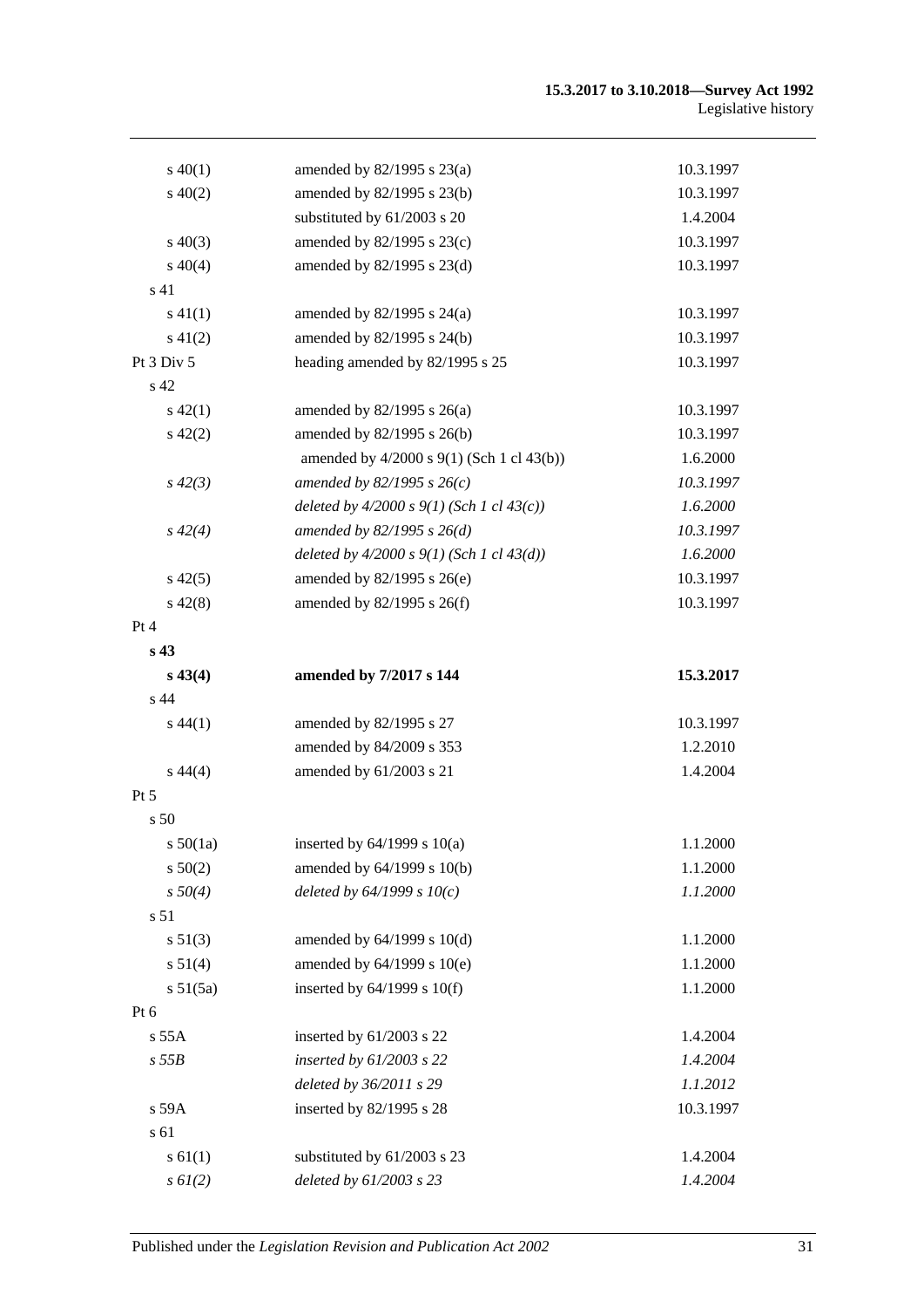| | | |
|---|---|---|
| s 40(1) | amended by 82/1995 s 23(a) | 10.3.1997 |
| s 40(2) | amended by 82/1995 s 23(b) | 10.3.1997 |
| | substituted by 61/2003 s 20 | 1.4.2004 |
| s 40(3) | amended by 82/1995 s 23(c) | 10.3.1997 |
| s 40(4) | amended by 82/1995 s 23(d) | 10.3.1997 |
| s 41 | | |
| s 41(1) | amended by 82/1995 s 24(a) | 10.3.1997 |
| s 41(2) | amended by 82/1995 s 24(b) | 10.3.1997 |
| Pt 3 Div 5 | heading amended by 82/1995 s 25 | 10.3.1997 |
| s 42 | | |
| s 42(1) | amended by 82/1995 s 26(a) | 10.3.1997 |
| s 42(2) | amended by 82/1995 s 26(b) | 10.3.1997 |
| | amended by 4/2000 s 9(1) (Sch 1 cl 43(b)) | 1.6.2000 |
| *s 42(3)* | *amended by 82/1995 s 26(c)* | *10.3.1997* |
| | *deleted by 4/2000 s 9(1) (Sch 1 cl 43(c))* | *1.6.2000* |
| *s 42(4)* | *amended by 82/1995 s 26(d)* | *10.3.1997* |
| | *deleted by 4/2000 s 9(1) (Sch 1 cl 43(d))* | *1.6.2000* |
| s 42(5) | amended by 82/1995 s 26(e) | 10.3.1997 |
| s 42(8) | amended by 82/1995 s 26(f) | 10.3.1997 |
| Pt 4 | | |
| **s 43** | | |
| **s 43(4)** | **amended by 7/2017 s 144** | **15.3.2017** |
| s 44 | | |
| s 44(1) | amended by 82/1995 s 27 | 10.3.1997 |
| | amended by 84/2009 s 353 | 1.2.2010 |
| s 44(4) | amended by 61/2003 s 21 | 1.4.2004 |
| Pt 5 | | |
| s 50 | | |
| s 50(1a) | inserted by 64/1999 s 10(a) | 1.1.2000 |
| s 50(2) | amended by 64/1999 s 10(b) | 1.1.2000 |
| *s 50(4)* | *deleted by 64/1999 s 10(c)* | *1.1.2000* |
| s 51 | | |
| s 51(3) | amended by 64/1999 s 10(d) | 1.1.2000 |
| s 51(4) | amended by 64/1999 s 10(e) | 1.1.2000 |
| s 51(5a) | inserted by 64/1999 s 10(f) | 1.1.2000 |
| Pt 6 | | |
| s 55A | inserted by 61/2003 s 22 | 1.4.2004 |
| *s 55B* | *inserted by 61/2003 s 22* | *1.4.2004* |
| | *deleted by 36/2011 s 29* | *1.1.2012* |
| s 59A | inserted by 82/1995 s 28 | 10.3.1997 |
| s 61 | | |
| s 61(1) | substituted by 61/2003 s 23 | 1.4.2004 |
| *s 61(2)* | *deleted by 61/2003 s 23* | *1.4.2004* |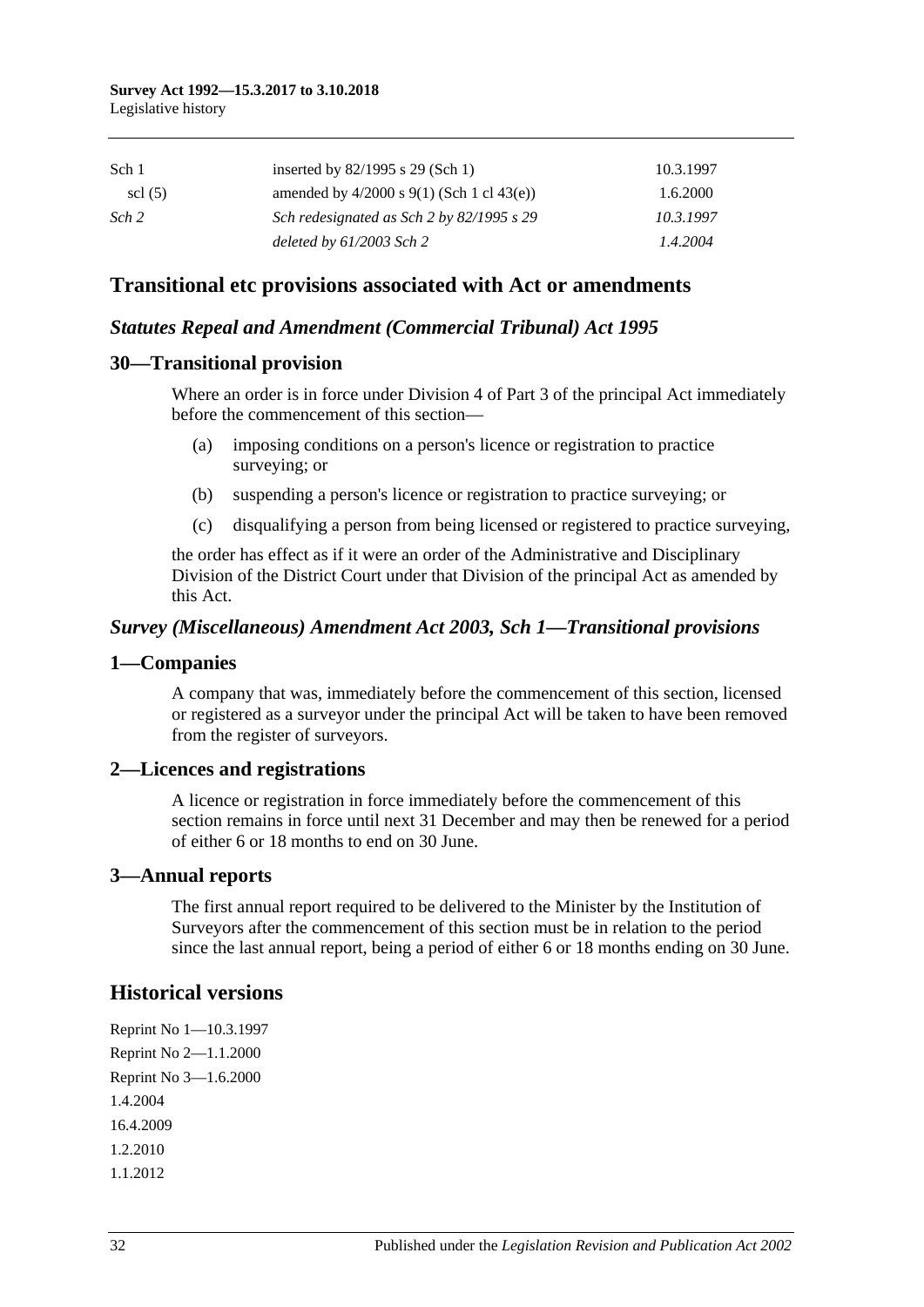| Sch 1 | inserted by 82/1995 s 29 (Sch 1) | 10.3.1997 |
| --- | --- | --- |
| scl (5) | amended by 4/2000 s 9(1) (Sch 1 cl 43(e)) | 1.6.2000 |
| *Sch 2* | *Sch redesignated as Sch 2 by 82/1995 s 29* | *10.3.1997* |
| | *deleted by 61/2003 Sch 2* | *1.4.2004* |

## Transitional etc provisions associated with Act or amendments

### *Statutes Repeal and Amendment (Commercial Tribunal) Act 1995*

### 30—Transitional provision

Where an order is in force under Division 4 of Part 3 of the principal Act immediately before the commencement of this section—

(a) imposing conditions on a person's licence or registration to practice surveying; or

(b) suspending a person's licence or registration to practice surveying; or

(c) disqualifying a person from being licensed or registered to practice surveying,

the order has effect as if it were an order of the Administrative and Disciplinary Division of the District Court under that Division of the principal Act as amended by this Act.

### *Survey (Miscellaneous) Amendment Act 2003, Sch 1—Transitional provisions*

### 1—Companies

A company that was, immediately before the commencement of this section, licensed or registered as a surveyor under the principal Act will be taken to have been removed from the register of surveyors.

### 2—Licences and registrations

A licence or registration in force immediately before the commencement of this section remains in force until next 31 December and may then be renewed for a period of either 6 or 18 months to end on 30 June.

### 3—Annual reports

The first annual report required to be delivered to the Minister by the Institution of Surveyors after the commencement of this section must be in relation to the period since the last annual report, being a period of either 6 or 18 months ending on 30 June.

## Historical versions

Reprint No 1—10.3.1997
Reprint No 2—1.1.2000
Reprint No 3—1.6.2000
1.4.2004
16.4.2009
1.2.2010
1.1.2012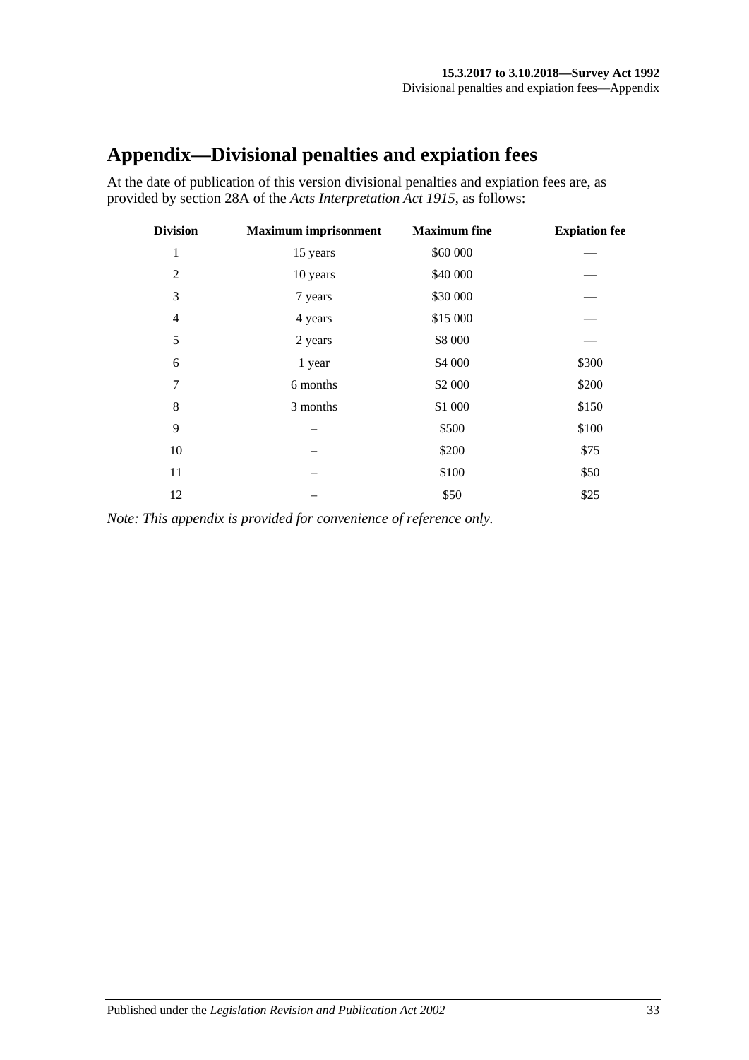# Appendix—Divisional penalties and expiation fees

At the date of publication of this version divisional penalties and expiation fees are, as provided by section 28A of the *Acts Interpretation Act 1915*, as follows:

| Division | Maximum imprisonment | Maximum fine | Expiation fee |
|---|---|---|---|
| 1 | 15 years | \$60 000 | — |
| 2 | 10 years | \$40 000 | — |
| 3 | 7 years | \$30 000 | — |
| 4 | 4 years | \$15 000 | — |
| 5 | 2 years | \$8 000 | — |
| 6 | 1 year | \$4 000 | \$300 |
| 7 | 6 months | \$2 000 | \$200 |
| 8 | 3 months | \$1 000 | \$150 |
| 9 | – | \$500 | \$100 |
| 10 | – | \$200 | \$75 |
| 11 | – | \$100 | \$50 |
| 12 | – | \$50 | \$25 |

*Note: This appendix is provided for convenience of reference only.*